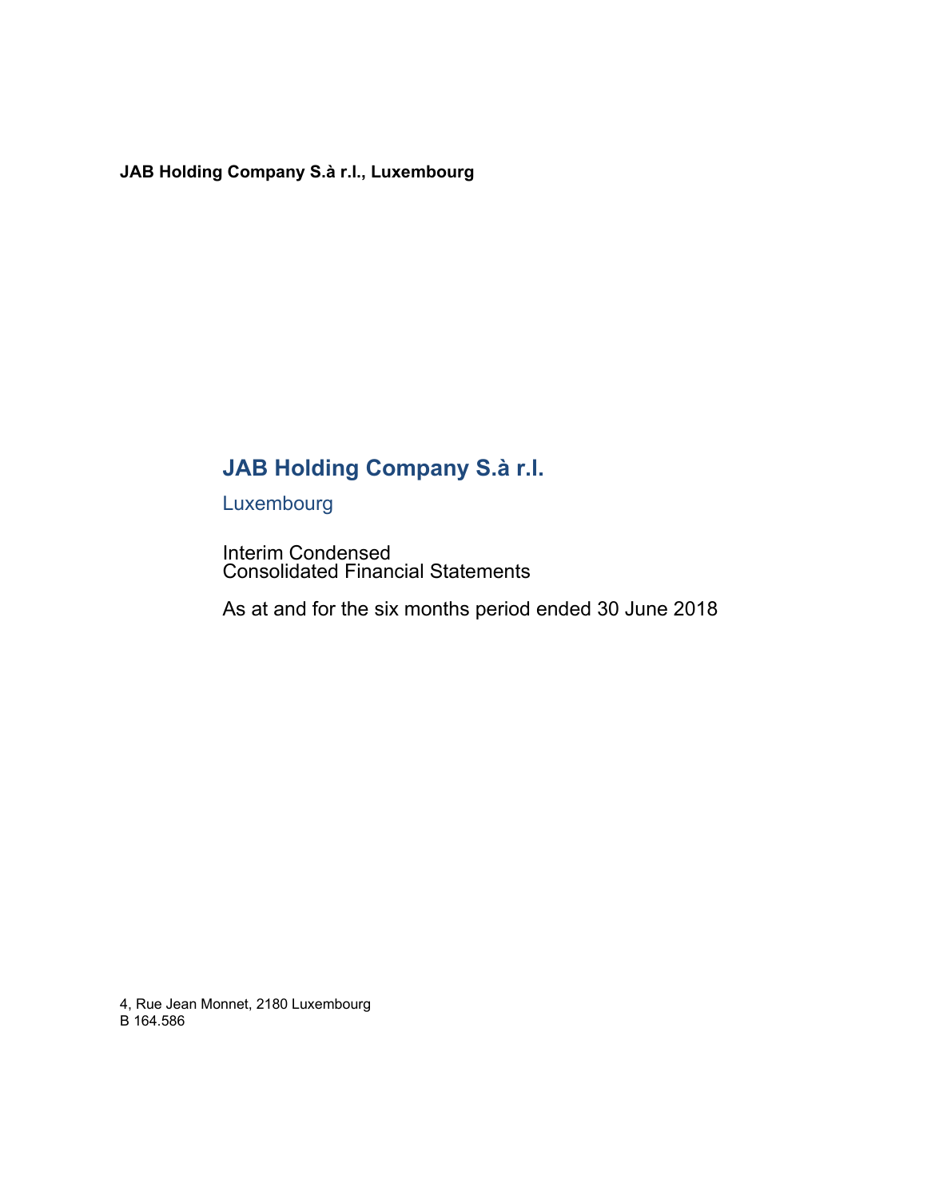**JAB Holding Company S.à r.l., Luxembourg**

# JAB Holding Company S.à r.l.

Luxembourg

Interim Condensed
Consolidated Financial Statements

As at and for the six months period ended 30 June 2018

4, Rue Jean Monnet, 2180 Luxembourg
B 164.586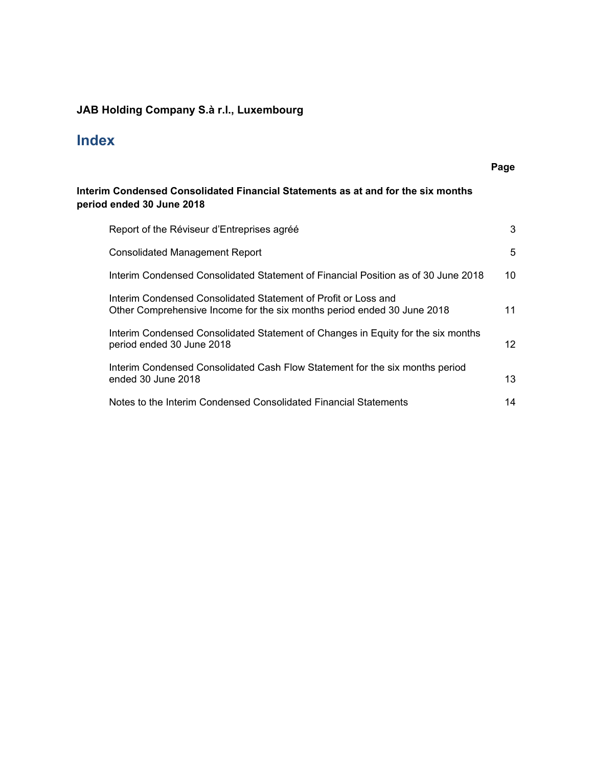**JAB Holding Company S.à r.l., Luxembourg**

# Index

| | Page |
|---|---|
| **Interim Condensed Consolidated Financial Statements as at and for the six months period ended 30 June 2018** | |
| Report of the Réviseur d'Entreprises agréé | 3 |
| Consolidated Management Report | 5 |
| Interim Condensed Consolidated Statement of Financial Position as of 30 June 2018 | 10 |
| Interim Condensed Consolidated Statement of Profit or Loss and Other Comprehensive Income for the six months period ended 30 June 2018 | 11 |
| Interim Condensed Consolidated Statement of Changes in Equity for the six months period ended 30 June 2018 | 12 |
| Interim Condensed Consolidated Cash Flow Statement for the six months period ended 30 June 2018 | 13 |
| Notes to the Interim Condensed Consolidated Financial Statements | 14 |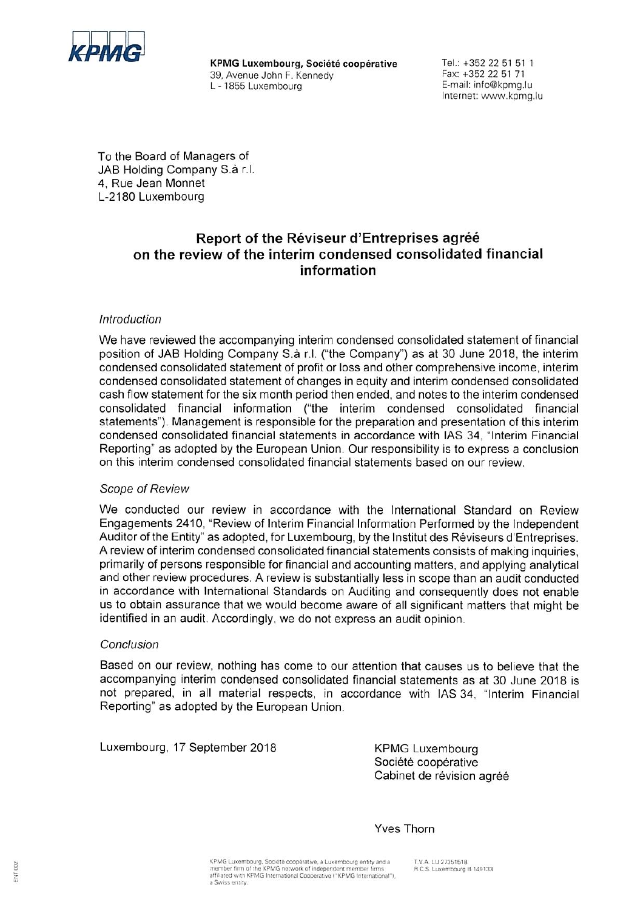KPMG

**KPMG Luxembourg, Société coopérative**
39, Avenue John F. Kennedy
L - 1855 Luxembourg

Tel.: +352 22 51 51 1
Fax: +352 22 51 71
E-mail: info@kpmg.lu
Internet: www.kpmg.lu

To the Board of Managers of
JAB Holding Company S.à r.l.
4, Rue Jean Monnet
L-2180 Luxembourg

## Report of the Réviseur d'Entreprises agréé on the review of the interim condensed consolidated financial information

*Introduction*

We have reviewed the accompanying interim condensed consolidated statement of financial position of JAB Holding Company S.à r.l. ("the Company") as at 30 June 2018, the interim condensed consolidated statement of profit or loss and other comprehensive income, interim condensed consolidated statement of changes in equity and interim condensed consolidated cash flow statement for the six month period then ended, and notes to the interim condensed consolidated financial information ("the interim condensed consolidated financial statements"). Management is responsible for the preparation and presentation of this interim condensed consolidated financial statements in accordance with IAS 34, "Interim Financial Reporting" as adopted by the European Union. Our responsibility is to express a conclusion on this interim condensed consolidated financial statements based on our review.

*Scope of Review*

We conducted our review in accordance with the International Standard on Review Engagements 2410, "Review of Interim Financial Information Performed by the Independent Auditor of the Entity" as adopted, for Luxembourg, by the Institut des Réviseurs d'Entreprises. A review of interim condensed consolidated financial statements consists of making inquiries, primarily of persons responsible for financial and accounting matters, and applying analytical and other review procedures. A review is substantially less in scope than an audit conducted in accordance with International Standards on Auditing and consequently does not enable us to obtain assurance that we would become aware of all significant matters that might be identified in an audit. Accordingly, we do not express an audit opinion.

*Conclusion*

Based on our review, nothing has come to our attention that causes us to believe that the accompanying interim condensed consolidated financial statements as at 30 June 2018 is not prepared, in all material respects, in accordance with IAS 34, "Interim Financial Reporting" as adopted by the European Union.

Luxembourg, 17 September 2018

KPMG Luxembourg
Société coopérative
Cabinet de révision agréé

Yves Thorn

KPMG Luxembourg, Société coopérative, a Luxembourg entity and a member firm of the KPMG network of independent member firms affiliated with KPMG International Cooperative ("KPMG International"), a Swiss entity.

T.V.A. LU 27351518
R.C.S. Luxembourg B 149133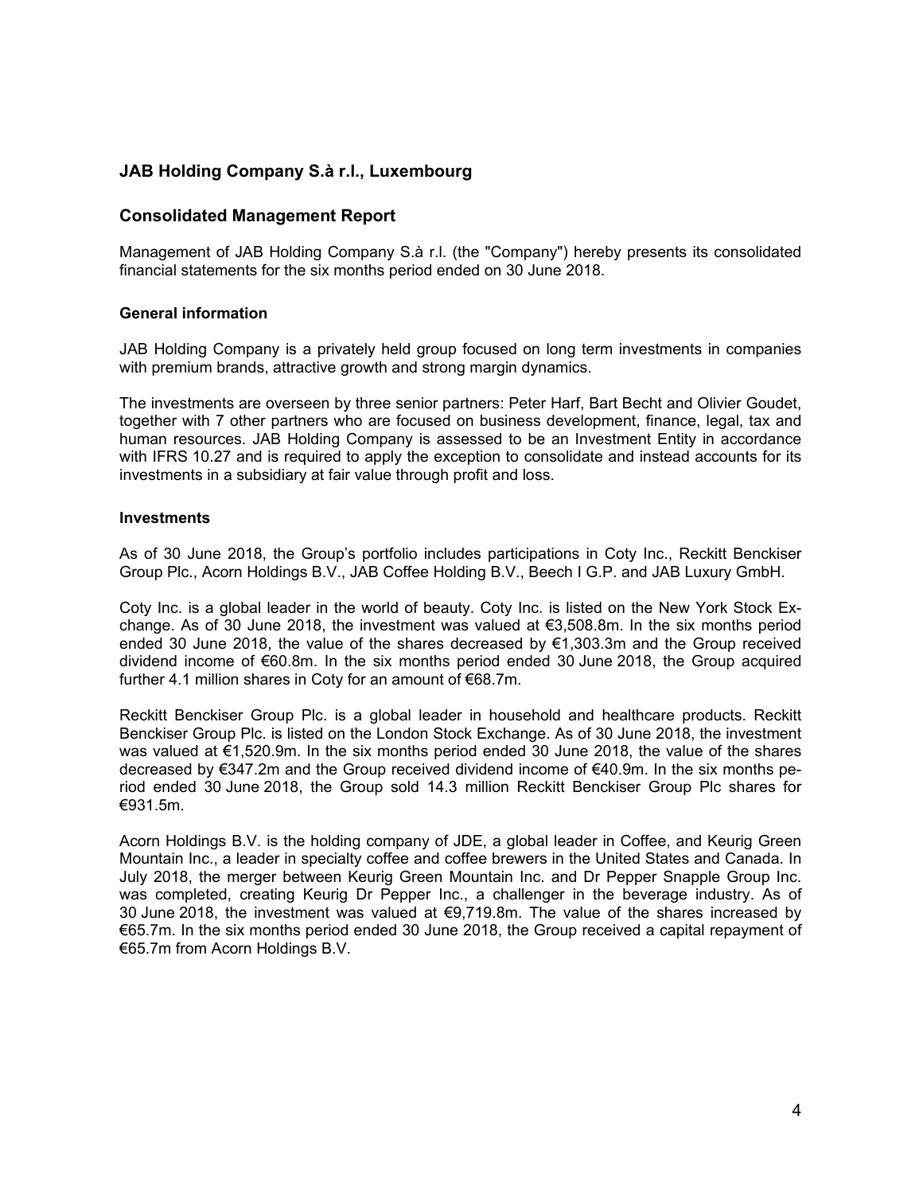# JAB Holding Company S.à r.l., Luxembourg

## Consolidated Management Report

Management of JAB Holding Company S.à r.l. (the "Company") hereby presents its consolidated financial statements for the six months period ended on 30 June 2018.

### General information

JAB Holding Company is a privately held group focused on long term investments in companies with premium brands, attractive growth and strong margin dynamics.

The investments are overseen by three senior partners: Peter Harf, Bart Becht and Olivier Goudet, together with 7 other partners who are focused on business development, finance, legal, tax and human resources. JAB Holding Company is assessed to be an Investment Entity in accordance with IFRS 10.27 and is required to apply the exception to consolidate and instead accounts for its investments in a subsidiary at fair value through profit and loss.

### Investments

As of 30 June 2018, the Group's portfolio includes participations in Coty Inc., Reckitt Benckiser Group Plc., Acorn Holdings B.V., JAB Coffee Holding B.V., Beech I G.P. and JAB Luxury GmbH.

Coty Inc. is a global leader in the world of beauty. Coty Inc. is listed on the New York Stock Exchange. As of 30 June 2018, the investment was valued at €3,508.8m. In the six months period ended 30 June 2018, the value of the shares decreased by €1,303.3m and the Group received dividend income of €60.8m. In the six months period ended 30 June 2018, the Group acquired further 4.1 million shares in Coty for an amount of €68.7m.

Reckitt Benckiser Group Plc. is a global leader in household and healthcare products. Reckitt Benckiser Group Plc. is listed on the London Stock Exchange. As of 30 June 2018, the investment was valued at €1,520.9m. In the six months period ended 30 June 2018, the value of the shares decreased by €347.2m and the Group received dividend income of €40.9m. In the six months period ended 30 June 2018, the Group sold 14.3 million Reckitt Benckiser Group Plc shares for €931.5m.

Acorn Holdings B.V. is the holding company of JDE, a global leader in Coffee, and Keurig Green Mountain Inc., a leader in specialty coffee and coffee brewers in the United States and Canada. In July 2018, the merger between Keurig Green Mountain Inc. and Dr Pepper Snapple Group Inc. was completed, creating Keurig Dr Pepper Inc., a challenger in the beverage industry. As of 30 June 2018, the investment was valued at €9,719.8m. The value of the shares increased by €65.7m. In the six months period ended 30 June 2018, the Group received a capital repayment of €65.7m from Acorn Holdings B.V.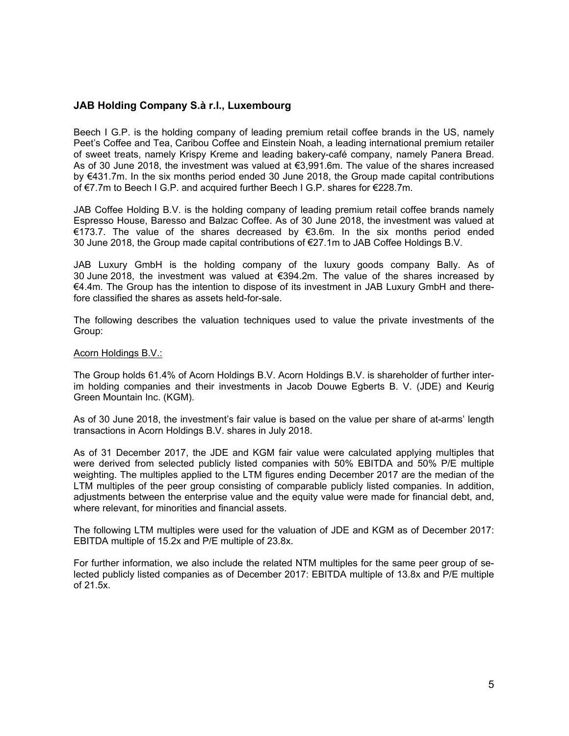## JAB Holding Company S.à r.l., Luxembourg

Beech I G.P. is the holding company of leading premium retail coffee brands in the US, namely Peet's Coffee and Tea, Caribou Coffee and Einstein Noah, a leading international premium retailer of sweet treats, namely Krispy Kreme and leading bakery-café company, namely Panera Bread. As of 30 June 2018, the investment was valued at €3,991.6m. The value of the shares increased by €431.7m. In the six months period ended 30 June 2018, the Group made capital contributions of €7.7m to Beech I G.P. and acquired further Beech I G.P. shares for €228.7m.

JAB Coffee Holding B.V. is the holding company of leading premium retail coffee brands namely Espresso House, Baresso and Balzac Coffee. As of 30 June 2018, the investment was valued at €173.7. The value of the shares decreased by €3.6m. In the six months period ended 30 June 2018, the Group made capital contributions of €27.1m to JAB Coffee Holdings B.V.

JAB Luxury GmbH is the holding company of the luxury goods company Bally. As of 30 June 2018, the investment was valued at €394.2m. The value of the shares increased by €4.4m. The Group has the intention to dispose of its investment in JAB Luxury GmbH and therefore classified the shares as assets held-for-sale.

The following describes the valuation techniques used to value the private investments of the Group:

Acorn Holdings B.V.:

The Group holds 61.4% of Acorn Holdings B.V. Acorn Holdings B.V. is shareholder of further interim holding companies and their investments in Jacob Douwe Egberts B. V. (JDE) and Keurig Green Mountain Inc. (KGM).

As of 30 June 2018, the investment's fair value is based on the value per share of at-arms' length transactions in Acorn Holdings B.V. shares in July 2018.

As of 31 December 2017, the JDE and KGM fair value were calculated applying multiples that were derived from selected publicly listed companies with 50% EBITDA and 50% P/E multiple weighting. The multiples applied to the LTM figures ending December 2017 are the median of the LTM multiples of the peer group consisting of comparable publicly listed companies. In addition, adjustments between the enterprise value and the equity value were made for financial debt, and, where relevant, for minorities and financial assets.

The following LTM multiples were used for the valuation of JDE and KGM as of December 2017: EBITDA multiple of 15.2x and P/E multiple of 23.8x.

For further information, we also include the related NTM multiples for the same peer group of selected publicly listed companies as of December 2017: EBITDA multiple of 13.8x and P/E multiple of 21.5x.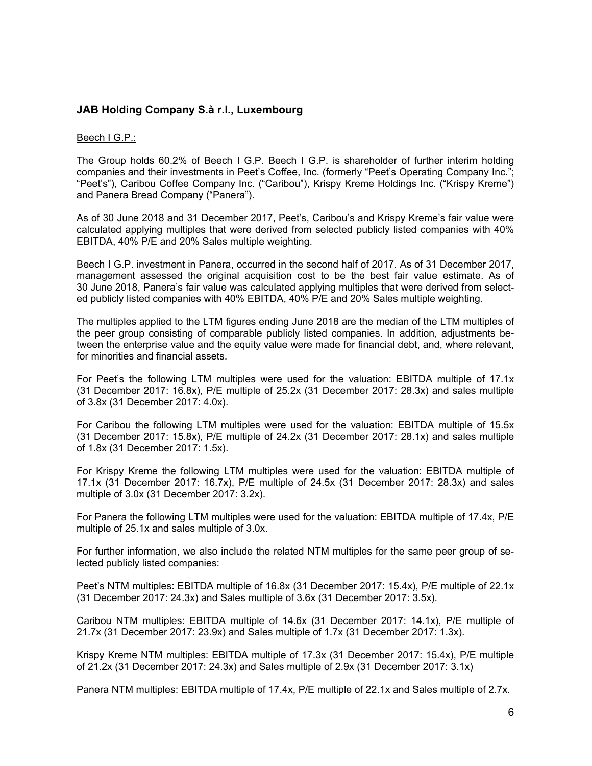## JAB Holding Company S.à r.l., Luxembourg

Beech I G.P.:

The Group holds 60.2% of Beech I G.P. Beech I G.P. is shareholder of further interim holding companies and their investments in Peet's Coffee, Inc. (formerly "Peet's Operating Company Inc."; "Peet's"), Caribou Coffee Company Inc. ("Caribou"), Krispy Kreme Holdings Inc. ("Krispy Kreme") and Panera Bread Company ("Panera").

As of 30 June 2018 and 31 December 2017, Peet's, Caribou's and Krispy Kreme's fair value were calculated applying multiples that were derived from selected publicly listed companies with 40% EBITDA, 40% P/E and 20% Sales multiple weighting.

Beech I G.P. investment in Panera, occurred in the second half of 2017. As of 31 December 2017, management assessed the original acquisition cost to be the best fair value estimate. As of 30 June 2018, Panera's fair value was calculated applying multiples that were derived from selected publicly listed companies with 40% EBITDA, 40% P/E and 20% Sales multiple weighting.

The multiples applied to the LTM figures ending June 2018 are the median of the LTM multiples of the peer group consisting of comparable publicly listed companies. In addition, adjustments between the enterprise value and the equity value were made for financial debt, and, where relevant, for minorities and financial assets.

For Peet's the following LTM multiples were used for the valuation: EBITDA multiple of 17.1x (31 December 2017: 16.8x), P/E multiple of 25.2x (31 December 2017: 28.3x) and sales multiple of 3.8x (31 December 2017: 4.0x).

For Caribou the following LTM multiples were used for the valuation: EBITDA multiple of 15.5x (31 December 2017: 15.8x), P/E multiple of 24.2x (31 December 2017: 28.1x) and sales multiple of 1.8x (31 December 2017: 1.5x).

For Krispy Kreme the following LTM multiples were used for the valuation: EBITDA multiple of 17.1x (31 December 2017: 16.7x), P/E multiple of 24.5x (31 December 2017: 28.3x) and sales multiple of 3.0x (31 December 2017: 3.2x).

For Panera the following LTM multiples were used for the valuation: EBITDA multiple of 17.4x, P/E multiple of 25.1x and sales multiple of 3.0x.

For further information, we also include the related NTM multiples for the same peer group of selected publicly listed companies:

Peet's NTM multiples: EBITDA multiple of 16.8x (31 December 2017: 15.4x), P/E multiple of 22.1x (31 December 2017: 24.3x) and Sales multiple of 3.6x (31 December 2017: 3.5x).

Caribou NTM multiples: EBITDA multiple of 14.6x (31 December 2017: 14.1x), P/E multiple of 21.7x (31 December 2017: 23.9x) and Sales multiple of 1.7x (31 December 2017: 1.3x).

Krispy Kreme NTM multiples: EBITDA multiple of 17.3x (31 December 2017: 15.4x), P/E multiple of 21.2x (31 December 2017: 24.3x) and Sales multiple of 2.9x (31 December 2017: 3.1x)

Panera NTM multiples: EBITDA multiple of 17.4x, P/E multiple of 22.1x and Sales multiple of 2.7x.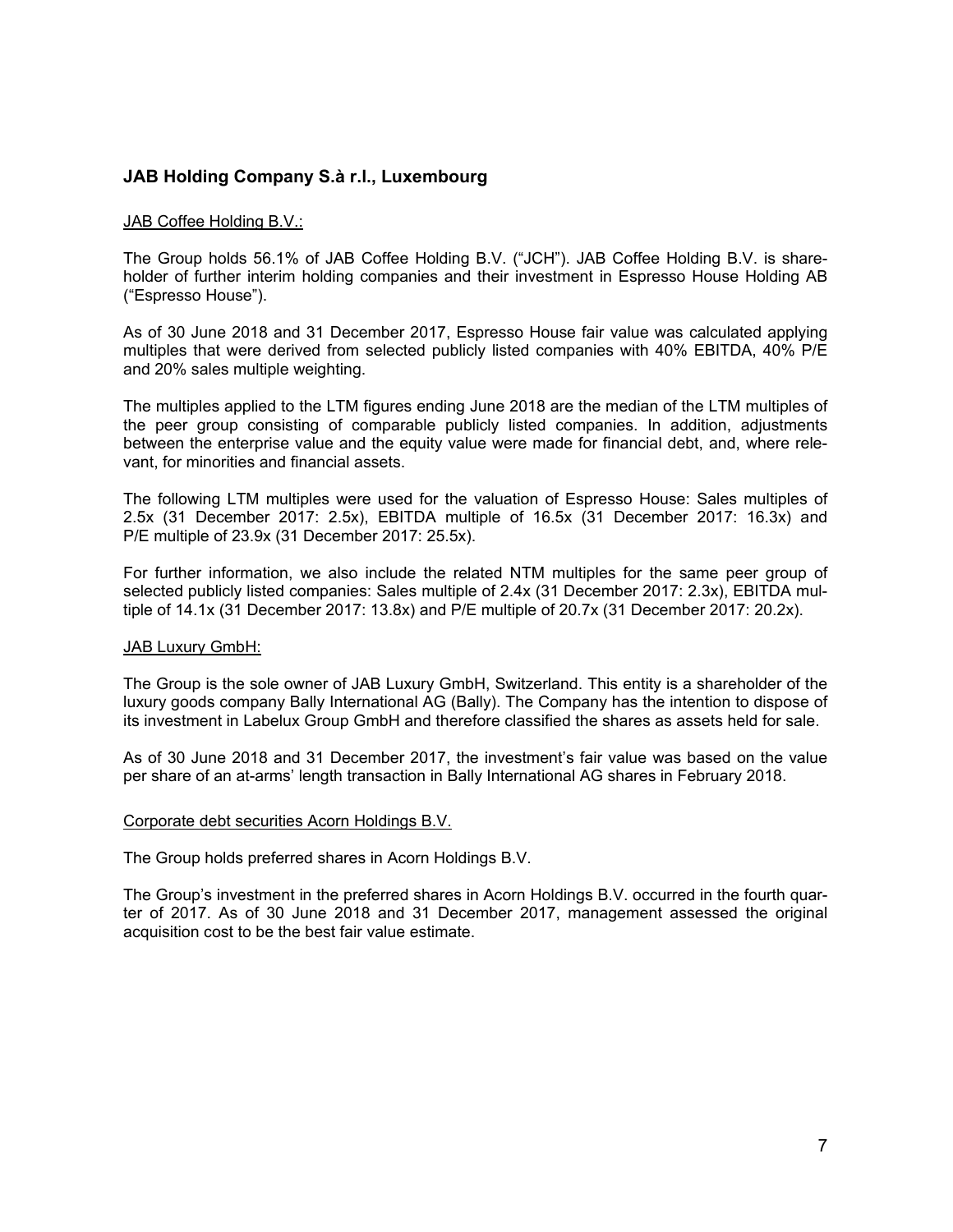## JAB Holding Company S.à r.l., Luxembourg

JAB Coffee Holding B.V.:

The Group holds 56.1% of JAB Coffee Holding B.V. ("JCH"). JAB Coffee Holding B.V. is shareholder of further interim holding companies and their investment in Espresso House Holding AB ("Espresso House").

As of 30 June 2018 and 31 December 2017, Espresso House fair value was calculated applying multiples that were derived from selected publicly listed companies with 40% EBITDA, 40% P/E and 20% sales multiple weighting.

The multiples applied to the LTM figures ending June 2018 are the median of the LTM multiples of the peer group consisting of comparable publicly listed companies. In addition, adjustments between the enterprise value and the equity value were made for financial debt, and, where relevant, for minorities and financial assets.

The following LTM multiples were used for the valuation of Espresso House: Sales multiples of 2.5x (31 December 2017: 2.5x), EBITDA multiple of 16.5x (31 December 2017: 16.3x) and P/E multiple of 23.9x (31 December 2017: 25.5x).

For further information, we also include the related NTM multiples for the same peer group of selected publicly listed companies: Sales multiple of 2.4x (31 December 2017: 2.3x), EBITDA multiple of 14.1x (31 December 2017: 13.8x) and P/E multiple of 20.7x (31 December 2017: 20.2x).

JAB Luxury GmbH:

The Group is the sole owner of JAB Luxury GmbH, Switzerland. This entity is a shareholder of the luxury goods company Bally International AG (Bally). The Company has the intention to dispose of its investment in Labelux Group GmbH and therefore classified the shares as assets held for sale.

As of 30 June 2018 and 31 December 2017, the investment's fair value was based on the value per share of an at-arms' length transaction in Bally International AG shares in February 2018.

Corporate debt securities Acorn Holdings B.V.

The Group holds preferred shares in Acorn Holdings B.V.

The Group's investment in the preferred shares in Acorn Holdings B.V. occurred in the fourth quarter of 2017. As of 30 June 2018 and 31 December 2017, management assessed the original acquisition cost to be the best fair value estimate.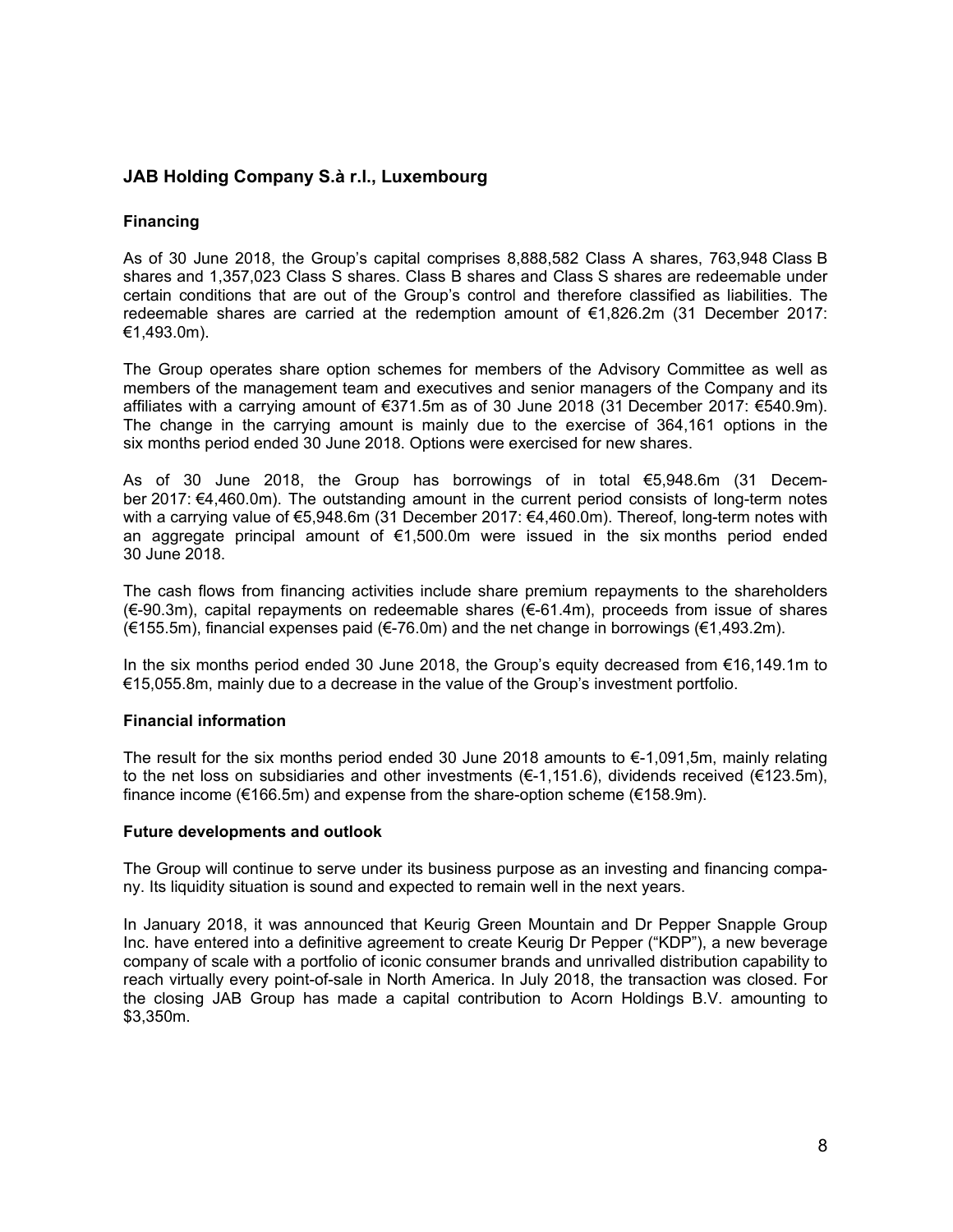## JAB Holding Company S.à r.l., Luxembourg

### Financing

As of 30 June 2018, the Group's capital comprises 8,888,582 Class A shares, 763,948 Class B shares and 1,357,023 Class S shares. Class B shares and Class S shares are redeemable under certain conditions that are out of the Group's control and therefore classified as liabilities. The redeemable shares are carried at the redemption amount of €1,826.2m (31 December 2017: €1,493.0m).

The Group operates share option schemes for members of the Advisory Committee as well as members of the management team and executives and senior managers of the Company and its affiliates with a carrying amount of €371.5m as of 30 June 2018 (31 December 2017: €540.9m). The change in the carrying amount is mainly due to the exercise of 364,161 options in the six months period ended 30 June 2018. Options were exercised for new shares.

As of 30 June 2018, the Group has borrowings of in total €5,948.6m (31 December 2017: €4,460.0m). The outstanding amount in the current period consists of long-term notes with a carrying value of €5,948.6m (31 December 2017: €4,460.0m). Thereof, long-term notes with an aggregate principal amount of €1,500.0m were issued in the six months period ended 30 June 2018.

The cash flows from financing activities include share premium repayments to the shareholders (€-90.3m), capital repayments on redeemable shares (€-61.4m), proceeds from issue of shares (€155.5m), financial expenses paid (€-76.0m) and the net change in borrowings (€1,493.2m).

In the six months period ended 30 June 2018, the Group's equity decreased from €16,149.1m to €15,055.8m, mainly due to a decrease in the value of the Group's investment portfolio.

### Financial information

The result for the six months period ended 30 June 2018 amounts to €-1,091,5m, mainly relating to the net loss on subsidiaries and other investments (€-1,151.6), dividends received (€123.5m), finance income (€166.5m) and expense from the share-option scheme (€158.9m).

### Future developments and outlook

The Group will continue to serve under its business purpose as an investing and financing company. Its liquidity situation is sound and expected to remain well in the next years.

In January 2018, it was announced that Keurig Green Mountain and Dr Pepper Snapple Group Inc. have entered into a definitive agreement to create Keurig Dr Pepper ("KDP"), a new beverage company of scale with a portfolio of iconic consumer brands and unrivalled distribution capability to reach virtually every point-of-sale in North America. In July 2018, the transaction was closed. For the closing JAB Group has made a capital contribution to Acorn Holdings B.V. amounting to $3,350m.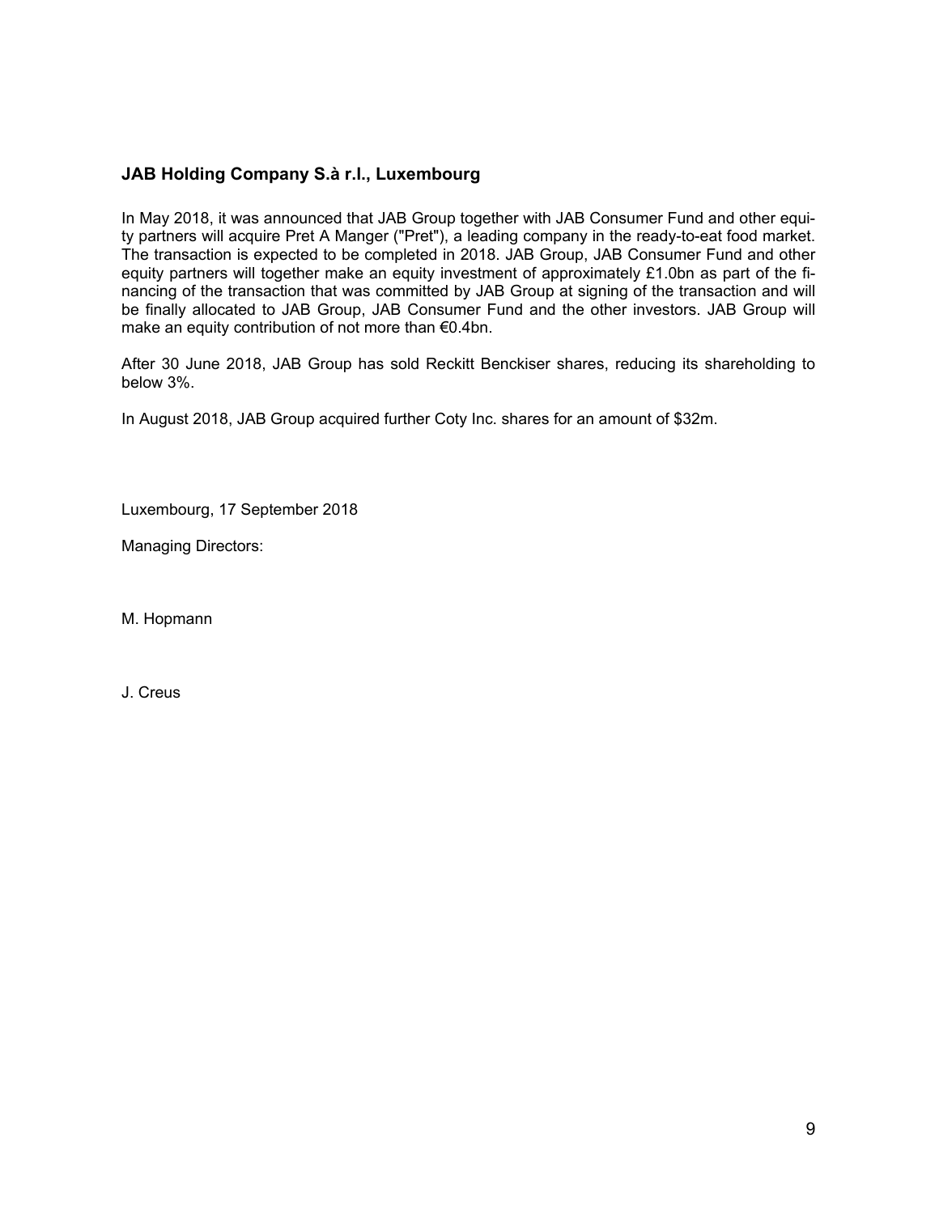**JAB Holding Company S.à r.l., Luxembourg**

In May 2018, it was announced that JAB Group together with JAB Consumer Fund and other equity partners will acquire Pret A Manger ("Pret"), a leading company in the ready-to-eat food market. The transaction is expected to be completed in 2018. JAB Group, JAB Consumer Fund and other equity partners will together make an equity investment of approximately £1.0bn as part of the financing of the transaction that was committed by JAB Group at signing of the transaction and will be finally allocated to JAB Group, JAB Consumer Fund and the other investors. JAB Group will make an equity contribution of not more than €0.4bn.

After 30 June 2018, JAB Group has sold Reckitt Benckiser shares, reducing its shareholding to below 3%.

In August 2018, JAB Group acquired further Coty Inc. shares for an amount of $32m.

Luxembourg, 17 September 2018

Managing Directors:

M. Hopmann

J. Creus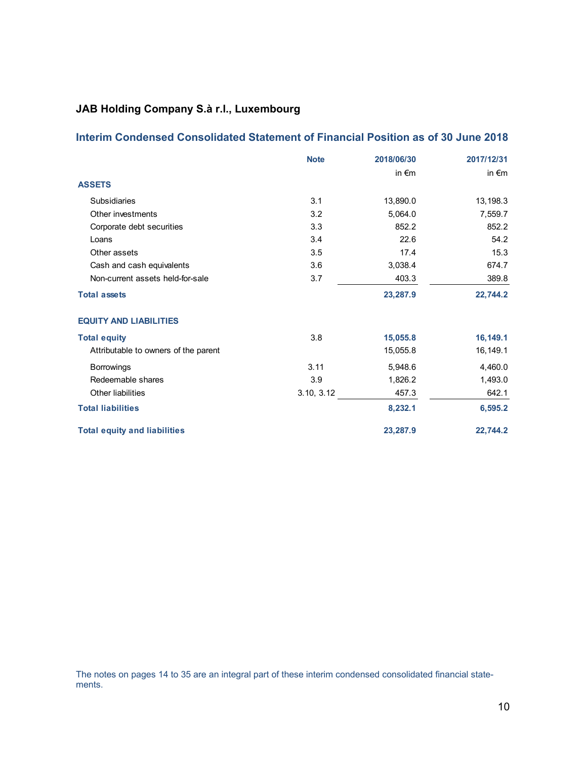## JAB Holding Company S.à r.l., Luxembourg

### Interim Condensed Consolidated Statement of Financial Position as of 30 June 2018

| | Note | 2018/06/30 | 2017/12/31 |
|---|---|---|---|
| | | in €m | in €m |
| **ASSETS** | | | |
| Subsidiaries | 3.1 | 13,890.0 | 13,198.3 |
| Other investments | 3.2 | 5,064.0 | 7,559.7 |
| Corporate debt securities | 3.3 | 852.2 | 852.2 |
| Loans | 3.4 | 22.6 | 54.2 |
| Other assets | 3.5 | 17.4 | 15.3 |
| Cash and cash equivalents | 3.6 | 3,038.4 | 674.7 |
| Non-current assets held-for-sale | 3.7 | 403.3 | 389.8 |
| **Total assets** | | **23,287.9** | **22,744.2** |
| | | | |
| **EQUITY AND LIABILITIES** | | | |
| **Total equity** | 3.8 | **15,055.8** | **16,149.1** |
| Attributable to owners of the parent | | 15,055.8 | 16,149.1 |
| Borrowings | 3.11 | 5,948.6 | 4,460.0 |
| Redeemable shares | 3.9 | 1,826.2 | 1,493.0 |
| Other liabilities | 3.10, 3.12 | 457.3 | 642.1 |
| **Total liabilities** | | **8,232.1** | **6,595.2** |
| | | | |
| **Total equity and liabilities** | | **23,287.9** | **22,744.2** |

The notes on pages 14 to 35 are an integral part of these interim condensed consolidated financial statements.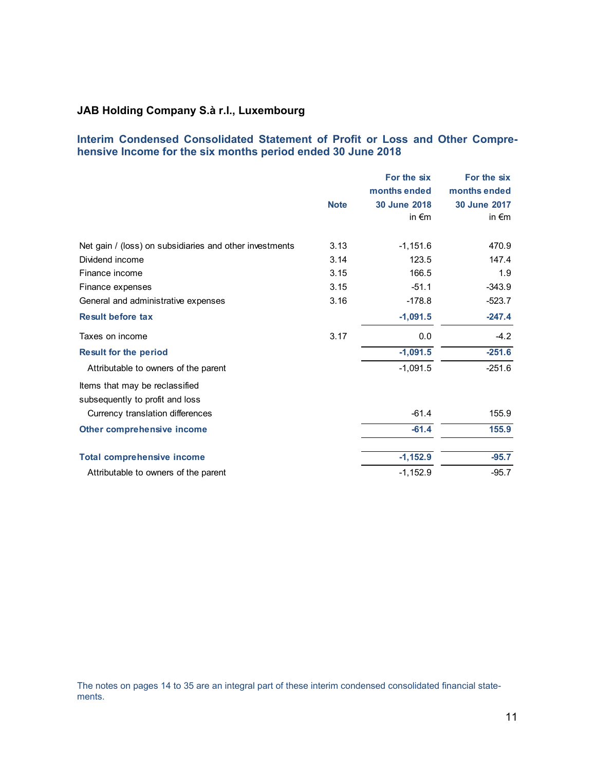## JAB Holding Company S.à r.l., Luxembourg

### Interim Condensed Consolidated Statement of Profit or Loss and Other Comprehensive Income for the six months period ended 30 June 2018

| | Note | For the six months ended 30 June 2018 in €m | For the six months ended 30 June 2017 in €m |
|---|---|---|---|
| Net gain / (loss) on subsidiaries and other investments | 3.13 | -1,151.6 | 470.9 |
| Dividend income | 3.14 | 123.5 | 147.4 |
| Finance income | 3.15 | 166.5 | 1.9 |
| Finance expenses | 3.15 | -51.1 | -343.9 |
| General and administrative expenses | 3.16 | -178.8 | -523.7 |
| **Result before tax** | | **-1,091.5** | **-247.4** |
| Taxes on income | 3.17 | 0.0 | -4.2 |
| **Result for the period** | | **-1,091.5** | **-251.6** |
| Attributable to owners of the parent | | -1,091.5 | -251.6 |
| Items that may be reclassified subsequently to profit and loss | | | |
| Currency translation differences | | -61.4 | 155.9 |
| **Other comprehensive income** | | **-61.4** | **155.9** |
| **Total comprehensive income** | | **-1,152.9** | **-95.7** |
| Attributable to owners of the parent | | -1,152.9 | -95.7 |

The notes on pages 14 to 35 are an integral part of these interim condensed consolidated financial statements.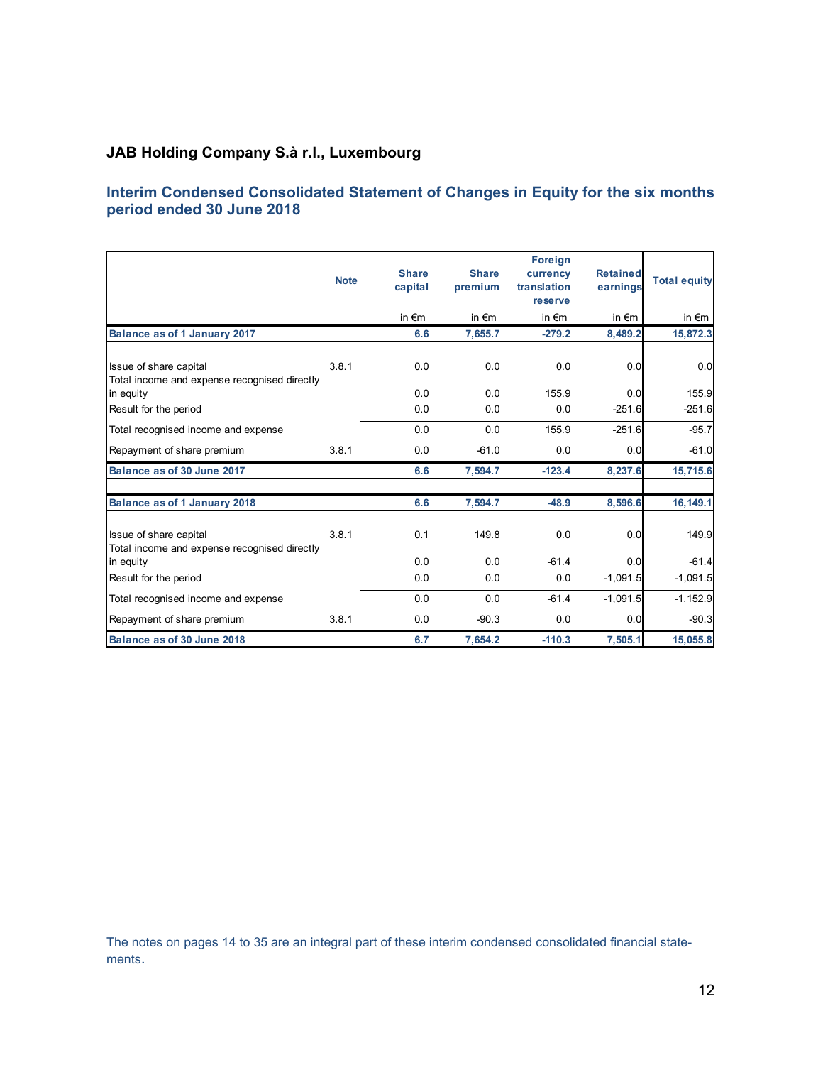## JAB Holding Company S.à r.l., Luxembourg

### Interim Condensed Consolidated Statement of Changes in Equity for the six months period ended 30 June 2018

| | Note | Share capital | Share premium | Foreign currency translation reserve | Retained earnings | Total equity |
|---|---|---|---|---|---|---|
| | | in €m | in €m | in €m | in €m | in €m |
| **Balance as of 1 January 2017** | | **6.6** | **7,655.7** | **-279.2** | **8,489.2** | **15,872.3** |
| Issue of share capital | 3.8.1 | 0.0 | 0.0 | 0.0 | 0.0 | 0.0 |
| Total income and expense recognised directly in equity | | 0.0 | 0.0 | 155.9 | 0.0 | 155.9 |
| Result for the period | | 0.0 | 0.0 | 0.0 | -251.6 | -251.6 |
| Total recognised income and expense | | 0.0 | 0.0 | 155.9 | -251.6 | -95.7 |
| Repayment of share premium | 3.8.1 | 0.0 | -61.0 | 0.0 | 0.0 | -61.0 |
| **Balance as of 30 June 2017** | | **6.6** | **7,594.7** | **-123.4** | **8,237.6** | **15,715.6** |
| **Balance as of 1 January 2018** | | **6.6** | **7,594.7** | **-48.9** | **8,596.6** | **16,149.1** |
| Issue of share capital | 3.8.1 | 0.1 | 149.8 | 0.0 | 0.0 | 149.9 |
| Total income and expense recognised directly in equity | | 0.0 | 0.0 | -61.4 | 0.0 | -61.4 |
| Result for the period | | 0.0 | 0.0 | 0.0 | -1,091.5 | -1,091.5 |
| Total recognised income and expense | | 0.0 | 0.0 | -61.4 | -1,091.5 | -1,152.9 |
| Repayment of share premium | 3.8.1 | 0.0 | -90.3 | 0.0 | 0.0 | -90.3 |
| **Balance as of 30 June 2018** | | **6.7** | **7,654.2** | **-110.3** | **7,505.1** | **15,055.8** |

The notes on pages 14 to 35 are an integral part of these interim condensed consolidated financial statements.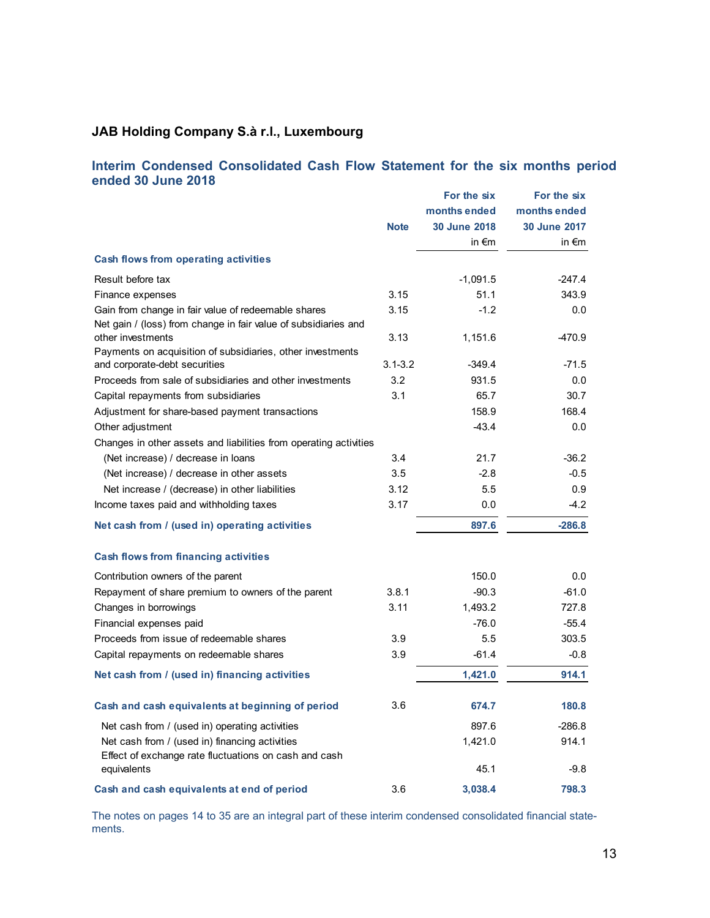## JAB Holding Company S.à r.l., Luxembourg

### Interim Condensed Consolidated Cash Flow Statement for the six months period ended 30 June 2018

| | Note | For the six months ended 30 June 2018 in €m | For the six months ended 30 June 2017 in €m |
|---|---|---|---|
| **Cash flows from operating activities** | | | |
| Result before tax | | -1,091.5 | -247.4 |
| Finance expenses | 3.15 | 51.1 | 343.9 |
| Gain from change in fair value of redeemable shares | 3.15 | -1.2 | 0.0 |
| Net gain / (loss) from change in fair value of subsidiaries and other investments | 3.13 | 1,151.6 | -470.9 |
| Payments on acquisition of subsidiaries, other investments and corporate-debt securities | 3.1-3.2 | -349.4 | -71.5 |
| Proceeds from sale of subsidiaries and other investments | 3.2 | 931.5 | 0.0 |
| Capital repayments from subsidiaries | 3.1 | 65.7 | 30.7 |
| Adjustment for share-based payment transactions | | 158.9 | 168.4 |
| Other adjustment | | -43.4 | 0.0 |
| Changes in other assets and liabilities from operating activities | | | |
| (Net increase) / decrease in loans | 3.4 | 21.7 | -36.2 |
| (Net increase) / decrease in other assets | 3.5 | -2.8 | -0.5 |
| Net increase / (decrease) in other liabilities | 3.12 | 5.5 | 0.9 |
| Income taxes paid and withholding taxes | 3.17 | 0.0 | -4.2 |
| **Net cash from / (used in) operating activities** | | **897.6** | **-286.8** |
| **Cash flows from financing activities** | | | |
| Contribution owners of the parent | | 150.0 | 0.0 |
| Repayment of share premium to owners of the parent | 3.8.1 | -90.3 | -61.0 |
| Changes in borrowings | 3.11 | 1,493.2 | 727.8 |
| Financial expenses paid | | -76.0 | -55.4 |
| Proceeds from issue of redeemable shares | 3.9 | 5.5 | 303.5 |
| Capital repayments on redeemable shares | 3.9 | -61.4 | -0.8 |
| **Net cash from / (used in) financing activities** | | **1,421.0** | **914.1** |
| **Cash and cash equivalents at beginning of period** | 3.6 | **674.7** | **180.8** |
| Net cash from / (used in) operating activities | | 897.6 | -286.8 |
| Net cash from / (used in) financing activities | | 1,421.0 | 914.1 |
| Effect of exchange rate fluctuations on cash and cash equivalents | | 45.1 | -9.8 |
| **Cash and cash equivalents at end of period** | 3.6 | **3,038.4** | **798.3** |

The notes on pages 14 to 35 are an integral part of these interim condensed consolidated financial statements.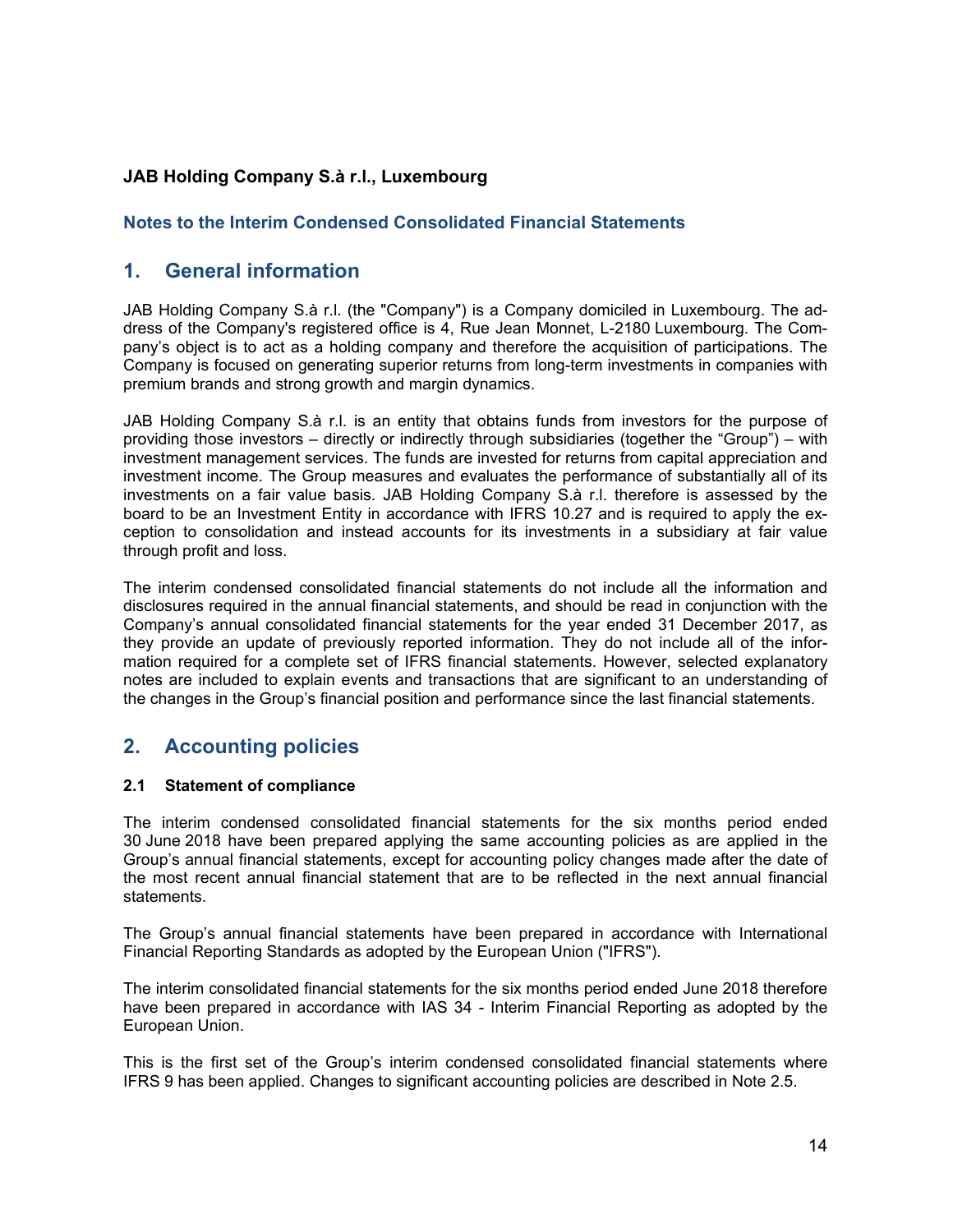**JAB Holding Company S.à r.l., Luxembourg**

**Notes to the Interim Condensed Consolidated Financial Statements**

## 1. General information

JAB Holding Company S.à r.l. (the "Company") is a Company domiciled in Luxembourg. The address of the Company's registered office is 4, Rue Jean Monnet, L-2180 Luxembourg. The Company's object is to act as a holding company and therefore the acquisition of participations. The Company is focused on generating superior returns from long-term investments in companies with premium brands and strong growth and margin dynamics.

JAB Holding Company S.à r.l. is an entity that obtains funds from investors for the purpose of providing those investors – directly or indirectly through subsidiaries (together the "Group") – with investment management services. The funds are invested for returns from capital appreciation and investment income. The Group measures and evaluates the performance of substantially all of its investments on a fair value basis. JAB Holding Company S.à r.l. therefore is assessed by the board to be an Investment Entity in accordance with IFRS 10.27 and is required to apply the exception to consolidation and instead accounts for its investments in a subsidiary at fair value through profit and loss.

The interim condensed consolidated financial statements do not include all the information and disclosures required in the annual financial statements, and should be read in conjunction with the Company's annual consolidated financial statements for the year ended 31 December 2017, as they provide an update of previously reported information. They do not include all of the information required for a complete set of IFRS financial statements. However, selected explanatory notes are included to explain events and transactions that are significant to an understanding of the changes in the Group's financial position and performance since the last financial statements.

## 2. Accounting policies

### 2.1 Statement of compliance

The interim condensed consolidated financial statements for the six months period ended 30 June 2018 have been prepared applying the same accounting policies as are applied in the Group's annual financial statements, except for accounting policy changes made after the date of the most recent annual financial statement that are to be reflected in the next annual financial statements.

The Group's annual financial statements have been prepared in accordance with International Financial Reporting Standards as adopted by the European Union ("IFRS").

The interim consolidated financial statements for the six months period ended June 2018 therefore have been prepared in accordance with IAS 34 - Interim Financial Reporting as adopted by the European Union.

This is the first set of the Group's interim condensed consolidated financial statements where IFRS 9 has been applied. Changes to significant accounting policies are described in Note 2.5.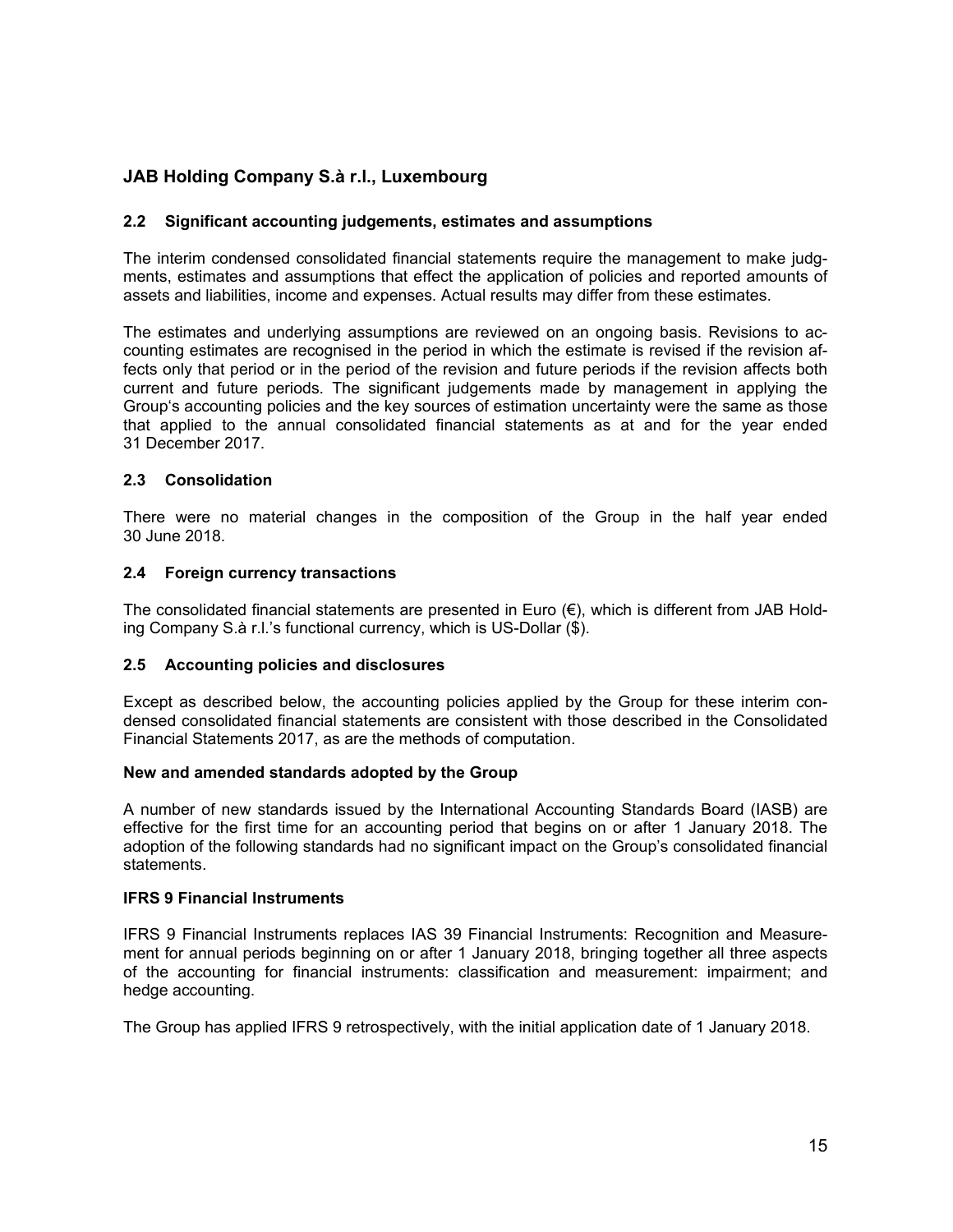## JAB Holding Company S.à r.l., Luxembourg

### 2.2 Significant accounting judgements, estimates and assumptions

The interim condensed consolidated financial statements require the management to make judgments, estimates and assumptions that effect the application of policies and reported amounts of assets and liabilities, income and expenses. Actual results may differ from these estimates.

The estimates and underlying assumptions are reviewed on an ongoing basis. Revisions to accounting estimates are recognised in the period in which the estimate is revised if the revision affects only that period or in the period of the revision and future periods if the revision affects both current and future periods. The significant judgements made by management in applying the Group's accounting policies and the key sources of estimation uncertainty were the same as those that applied to the annual consolidated financial statements as at and for the year ended 31 December 2017.

### 2.3 Consolidation

There were no material changes in the composition of the Group in the half year ended 30 June 2018.

### 2.4 Foreign currency transactions

The consolidated financial statements are presented in Euro (€), which is different from JAB Holding Company S.à r.l.'s functional currency, which is US-Dollar ($).

### 2.5 Accounting policies and disclosures

Except as described below, the accounting policies applied by the Group for these interim condensed consolidated financial statements are consistent with those described in the Consolidated Financial Statements 2017, as are the methods of computation.

**New and amended standards adopted by the Group**

A number of new standards issued by the International Accounting Standards Board (IASB) are effective for the first time for an accounting period that begins on or after 1 January 2018. The adoption of the following standards had no significant impact on the Group's consolidated financial statements.

**IFRS 9 Financial Instruments**

IFRS 9 Financial Instruments replaces IAS 39 Financial Instruments: Recognition and Measurement for annual periods beginning on or after 1 January 2018, bringing together all three aspects of the accounting for financial instruments: classification and measurement: impairment; and hedge accounting.

The Group has applied IFRS 9 retrospectively, with the initial application date of 1 January 2018.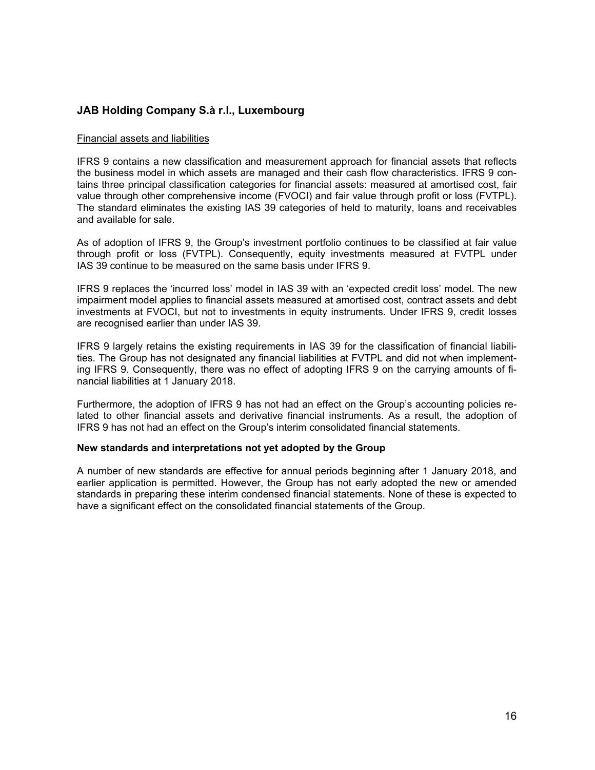Financial assets and liabilities

IFRS 9 contains a new classification and measurement approach for financial assets that reflects the business model in which assets are managed and their cash flow characteristics. IFRS 9 contains three principal classification categories for financial assets: measured at amortised cost, fair value through other comprehensive income (FVOCI) and fair value through profit or loss (FVTPL). The standard eliminates the existing IAS 39 categories of held to maturity, loans and receivables and available for sale.

As of adoption of IFRS 9, the Group's investment portfolio continues to be classified at fair value through profit or loss (FVTPL). Consequently, equity investments measured at FVTPL under IAS 39 continue to be measured on the same basis under IFRS 9.

IFRS 9 replaces the 'incurred loss' model in IAS 39 with an 'expected credit loss' model. The new impairment model applies to financial assets measured at amortised cost, contract assets and debt investments at FVOCI, but not to investments in equity instruments. Under IFRS 9, credit losses are recognised earlier than under IAS 39.

IFRS 9 largely retains the existing requirements in IAS 39 for the classification of financial liabilities. The Group has not designated any financial liabilities at FVTPL and did not when implementing IFRS 9. Consequently, there was no effect of adopting IFRS 9 on the carrying amounts of financial liabilities at 1 January 2018.

Furthermore, the adoption of IFRS 9 has not had an effect on the Group's accounting policies related to other financial assets and derivative financial instruments. As a result, the adoption of IFRS 9 has not had an effect on the Group's interim consolidated financial statements.

**New standards and interpretations not yet adopted by the Group**

A number of new standards are effective for annual periods beginning after 1 January 2018, and earlier application is permitted. However, the Group has not early adopted the new or amended standards in preparing these interim condensed financial statements. None of these is expected to have a significant effect on the consolidated financial statements of the Group.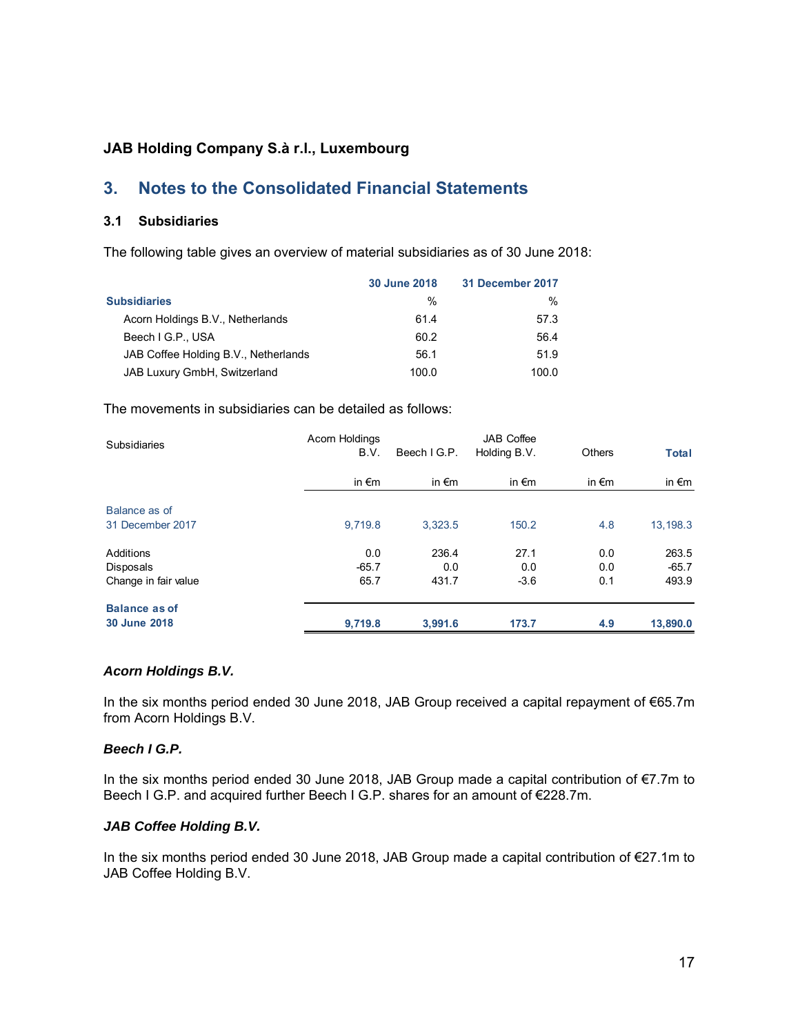JAB Holding Company S.à r.l., Luxembourg

## 3. Notes to the Consolidated Financial Statements

### 3.1 Subsidiaries

The following table gives an overview of material subsidiaries as of 30 June 2018:

| | 30 June 2018 | 31 December 2017 |
|---|---|---|
| **Subsidiaries** | % | % |
| Acorn Holdings B.V., Netherlands | 61.4 | 57.3 |
| Beech I G.P., USA | 60.2 | 56.4 |
| JAB Coffee Holding B.V., Netherlands | 56.1 | 51.9 |
| JAB Luxury GmbH, Switzerland | 100.0 | 100.0 |

The movements in subsidiaries can be detailed as follows:

| Subsidiaries | Acorn Holdings B.V. | Beech I G.P. | JAB Coffee Holding B.V. | Others | **Total** |
|---|---|---|---|---|---|
| | in €m | in €m | in €m | in €m | in €m |
| Balance as of 31 December 2017 | 9,719.8 | 3,323.5 | 150.2 | 4.8 | 13,198.3 |
| Additions | 0.0 | 236.4 | 27.1 | 0.0 | 263.5 |
| Disposals | -65.7 | 0.0 | 0.0 | 0.0 | -65.7 |
| Change in fair value | 65.7 | 431.7 | -3.6 | 0.1 | 493.9 |
| **Balance as of 30 June 2018** | **9,719.8** | **3,991.6** | **173.7** | **4.9** | **13,890.0** |

***Acorn Holdings B.V.***

In the six months period ended 30 June 2018, JAB Group received a capital repayment of €65.7m from Acorn Holdings B.V.

***Beech I G.P.***

In the six months period ended 30 June 2018, JAB Group made a capital contribution of €7.7m to Beech I G.P. and acquired further Beech I G.P. shares for an amount of €228.7m.

***JAB Coffee Holding B.V.***

In the six months period ended 30 June 2018, JAB Group made a capital contribution of €27.1m to JAB Coffee Holding B.V.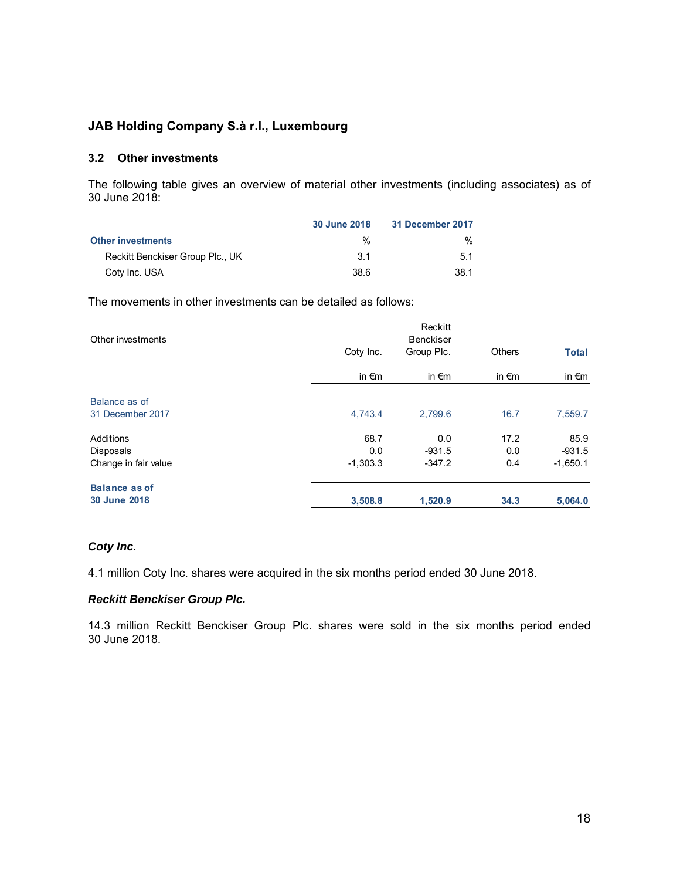## JAB Holding Company S.à r.l., Luxembourg

### 3.2 Other investments

The following table gives an overview of material other investments (including associates) as of 30 June 2018:

| | 30 June 2018 | 31 December 2017 |
|---|---|---|
| **Other investments** | % | % |
| Reckitt Benckiser Group Plc., UK | 3.1 | 5.1 |
| Coty Inc. USA | 38.6 | 38.1 |

The movements in other investments can be detailed as follows:

| Other investments | Coty Inc. | Reckitt Benckiser Group Plc. | Others | **Total** |
|---|---|---|---|---|
| | in €m | in €m | in €m | in €m |
| Balance as of 31 December 2017 | 4,743.4 | 2,799.6 | 16.7 | 7,559.7 |
| Additions | 68.7 | 0.0 | 17.2 | 85.9 |
| Disposals | 0.0 | -931.5 | 0.0 | -931.5 |
| Change in fair value | -1,303.3 | -347.2 | 0.4 | -1,650.1 |
| **Balance as of 30 June 2018** | **3,508.8** | **1,520.9** | **34.3** | **5,064.0** |

***Coty Inc.***

4.1 million Coty Inc. shares were acquired in the six months period ended 30 June 2018.

***Reckitt Benckiser Group Plc.***

14.3 million Reckitt Benckiser Group Plc. shares were sold in the six months period ended 30 June 2018.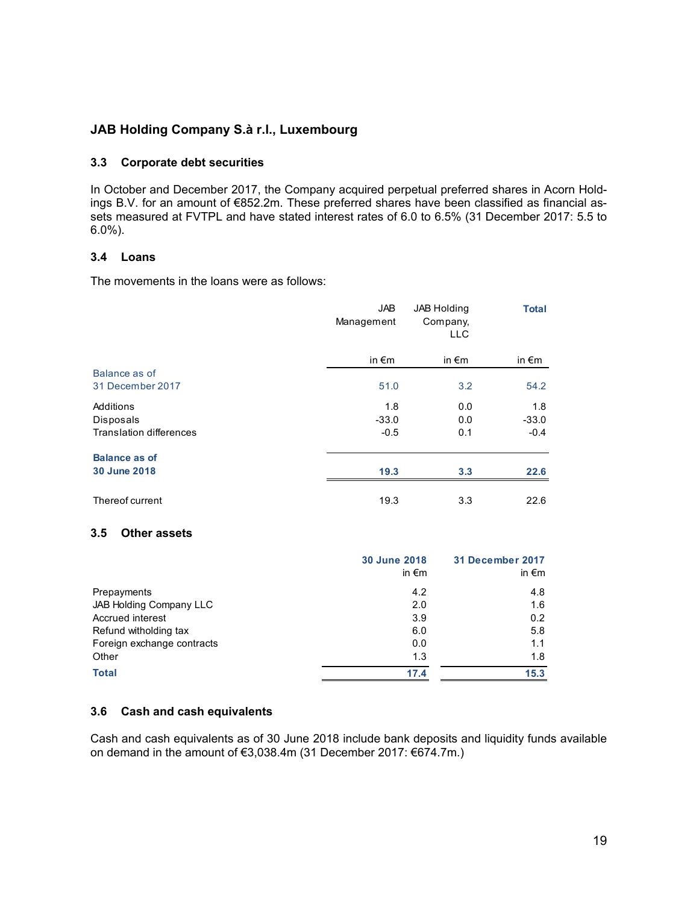# JAB Holding Company S.à r.l., Luxembourg

## 3.3 Corporate debt securities

In October and December 2017, the Company acquired perpetual preferred shares in Acorn Holdings B.V. for an amount of €852.2m. These preferred shares have been classified as financial assets measured at FVTPL and have stated interest rates of 6.0 to 6.5% (31 December 2017: 5.5 to 6.0%).

## 3.4 Loans

The movements in the loans were as follows:

| | JAB Management | JAB Holding Company, LLC | Total |
|---|---|---|---|
| | in €m | in €m | in €m |
| Balance as of 31 December 2017 | 51.0 | 3.2 | 54.2 |
| Additions | 1.8 | 0.0 | 1.8 |
| Disposals | -33.0 | 0.0 | -33.0 |
| Translation differences | -0.5 | 0.1 | -0.4 |
| **Balance as of 30 June 2018** | **19.3** | **3.3** | **22.6** |
| Thereof current | 19.3 | 3.3 | 22.6 |

## 3.5 Other assets

| | 30 June 2018 in €m | 31 December 2017 in €m |
|---|---|---|
| Prepayments | 4.2 | 4.8 |
| JAB Holding Company LLC | 2.0 | 1.6 |
| Accrued interest | 3.9 | 0.2 |
| Refund witholding tax | 6.0 | 5.8 |
| Foreign exchange contracts | 0.0 | 1.1 |
| Other | 1.3 | 1.8 |
| **Total** | **17.4** | **15.3** |

## 3.6 Cash and cash equivalents

Cash and cash equivalents as of 30 June 2018 include bank deposits and liquidity funds available on demand in the amount of €3,038.4m (31 December 2017: €674.7m.)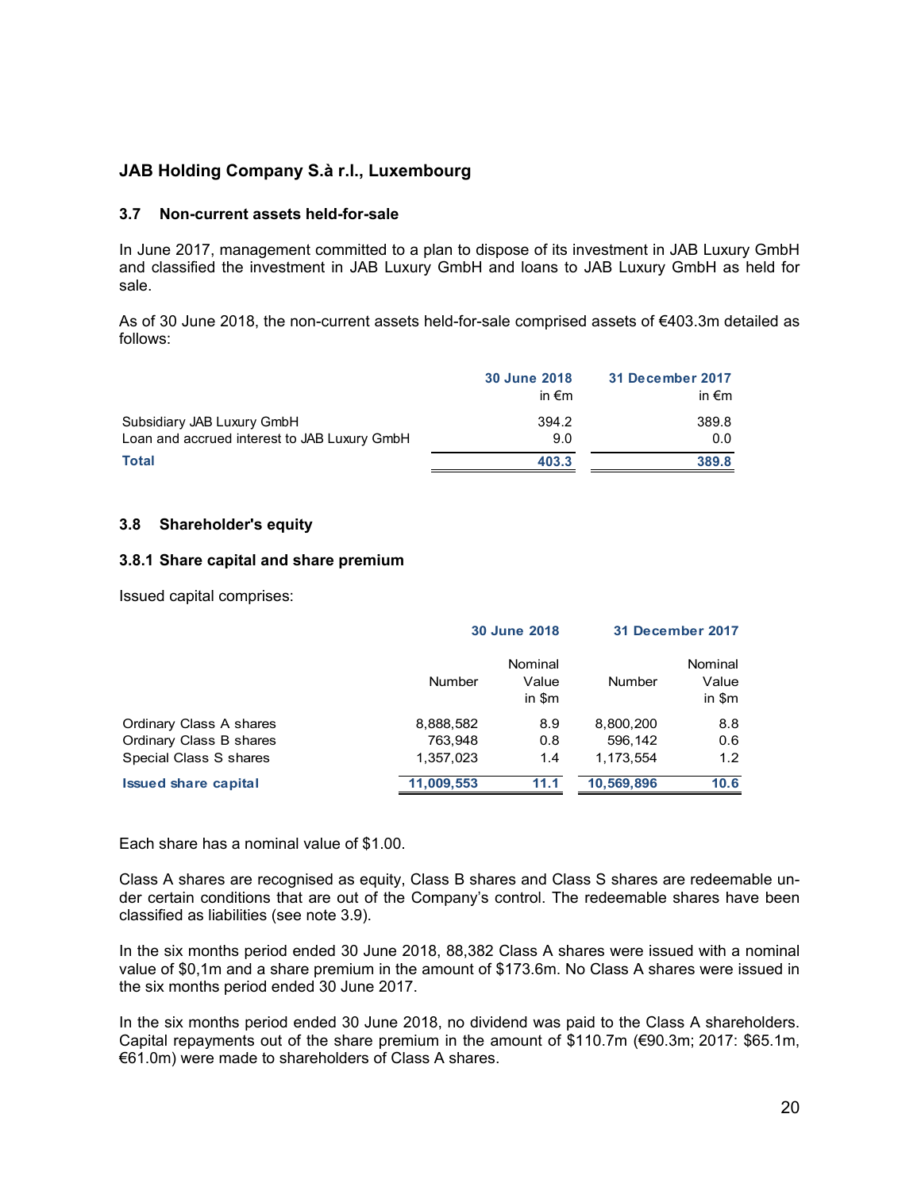## JAB Holding Company S.à r.l., Luxembourg

### 3.7 Non-current assets held-for-sale

In June 2017, management committed to a plan to dispose of its investment in JAB Luxury GmbH and classified the investment in JAB Luxury GmbH and loans to JAB Luxury GmbH as held for sale.

As of 30 June 2018, the non-current assets held-for-sale comprised assets of €403.3m detailed as follows:

| | 30 June 2018 in €m | 31 December 2017 in €m |
|---|---|---|
| Subsidiary JAB Luxury GmbH | 394.2 | 389.8 |
| Loan and accrued interest to JAB Luxury GmbH | 9.0 | 0.0 |
| **Total** | **403.3** | **389.8** |

### 3.8 Shareholder's equity

#### 3.8.1 Share capital and share premium

Issued capital comprises:

| | 30 June 2018 | | 31 December 2017 | |
|---|---|---|---|---|
| | Number | Nominal Value in $m | Number | Nominal Value in $m |
| Ordinary Class A shares | 8,888,582 | 8.9 | 8,800,200 | 8.8 |
| Ordinary Class B shares | 763,948 | 0.8 | 596,142 | 0.6 |
| Special Class S shares | 1,357,023 | 1.4 | 1,173,554 | 1.2 |
| **Issued share capital** | **11,009,553** | **11.1** | **10,569,896** | **10.6** |

Each share has a nominal value of $1.00.

Class A shares are recognised as equity, Class B shares and Class S shares are redeemable under certain conditions that are out of the Company's control. The redeemable shares have been classified as liabilities (see note 3.9).

In the six months period ended 30 June 2018, 88,382 Class A shares were issued with a nominal value of $0,1m and a share premium in the amount of $173.6m. No Class A shares were issued in the six months period ended 30 June 2017.

In the six months period ended 30 June 2018, no dividend was paid to the Class A shareholders. Capital repayments out of the share premium in the amount of $110.7m (€90.3m; 2017: $65.1m, €61.0m) were made to shareholders of Class A shares.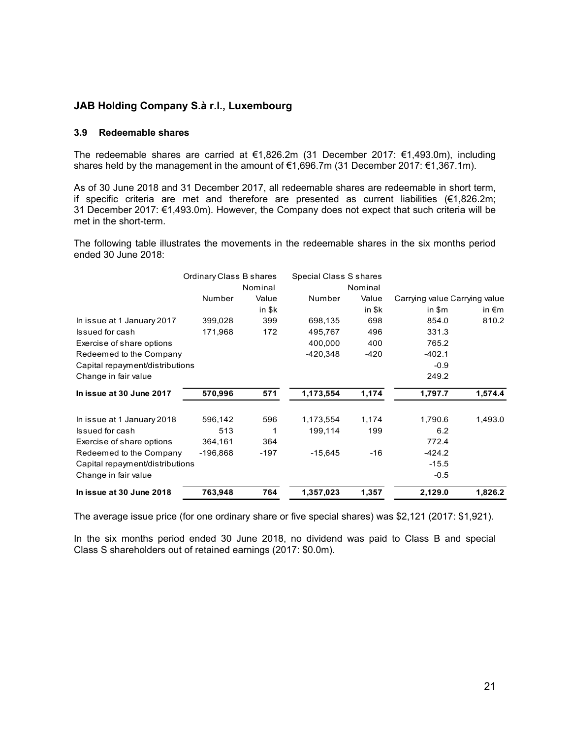## JAB Holding Company S.à r.l., Luxembourg

### 3.9 Redeemable shares

The redeemable shares are carried at €1,826.2m (31 December 2017: €1,493.0m), including shares held by the management in the amount of €1,696.7m (31 December 2017: €1,367.1m).

As of 30 June 2018 and 31 December 2017, all redeemable shares are redeemable in short term, if specific criteria are met and therefore are presented as current liabilities (€1,826.2m; 31 December 2017: €1,493.0m). However, the Company does not expect that such criteria will be met in the short-term.

The following table illustrates the movements in the redeemable shares in the six months period ended 30 June 2018:

| | Ordinary Class B shares | | Special Class S shares | | | |
|---|---|---|---|---|---|---|
| | Number | Nominal Value in $k | Number | Nominal Value in $k | Carrying value in $m | Carrying value in €m |
| In issue at 1 January 2017 | 399,028 | 399 | 698,135 | 698 | 854.0 | 810.2 |
| Issued for cash | 171,968 | 172 | 495,767 | 496 | 331.3 | |
| Exercise of share options | | | 400,000 | 400 | 765.2 | |
| Redeemed to the Company | | | -420,348 | -420 | -402.1 | |
| Capital repayment/distributions | | | | | -0.9 | |
| Change in fair value | | | | | 249.2 | |
| **In issue at 30 June 2017** | **570,996** | **571** | **1,173,554** | **1,174** | **1,797.7** | **1,574.4** |
| | | | | | | |
| In issue at 1 January 2018 | 596,142 | 596 | 1,173,554 | 1,174 | 1,790.6 | 1,493.0 |
| Issued for cash | 513 | 1 | 199,114 | 199 | 6.2 | |
| Exercise of share options | 364,161 | 364 | | | 772.4 | |
| Redeemed to the Company | -196,868 | -197 | -15,645 | -16 | -424.2 | |
| Capital repayment/distributions | | | | | -15.5 | |
| Change in fair value | | | | | -0.5 | |
| **In issue at 30 June 2018** | **763,948** | **764** | **1,357,023** | **1,357** | **2,129.0** | **1,826.2** |

The average issue price (for one ordinary share or five special shares) was $2,121 (2017: $1,921).

In the six months period ended 30 June 2018, no dividend was paid to Class B and special Class S shareholders out of retained earnings (2017: $0.0m).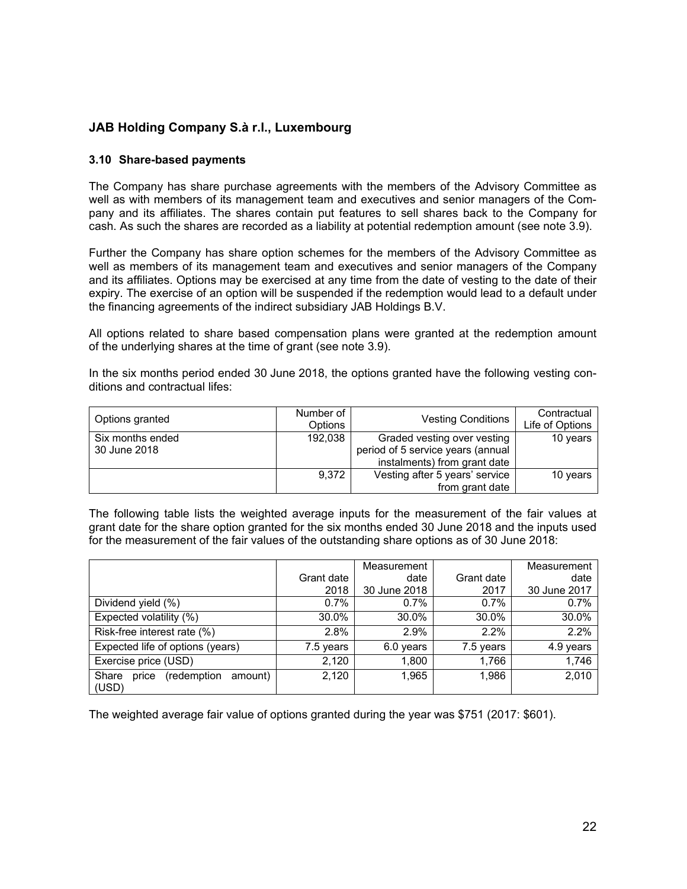## JAB Holding Company S.à r.l., Luxembourg

### 3.10 Share-based payments

The Company has share purchase agreements with the members of the Advisory Committee as well as with members of its management team and executives and senior managers of the Company and its affiliates. The shares contain put features to sell shares back to the Company for cash. As such the shares are recorded as a liability at potential redemption amount (see note 3.9).

Further the Company has share option schemes for the members of the Advisory Committee as well as members of its management team and executives and senior managers of the Company and its affiliates. Options may be exercised at any time from the date of vesting to the date of their expiry. The exercise of an option will be suspended if the redemption would lead to a default under the financing agreements of the indirect subsidiary JAB Holdings B.V.

All options related to share based compensation plans were granted at the redemption amount of the underlying shares at the time of grant (see note 3.9).

In the six months period ended 30 June 2018, the options granted have the following vesting conditions and contractual lifes:

| Options granted | Number of Options | Vesting Conditions | Contractual Life of Options |
|---|---|---|---|
| Six months ended 30 June 2018 | 192,038 | Graded vesting over vesting period of 5 service years (annual instalments) from grant date | 10 years |
| | 9,372 | Vesting after 5 years' service from grant date | 10 years |

The following table lists the weighted average inputs for the measurement of the fair values at grant date for the share option granted for the six months ended 30 June 2018 and the inputs used for the measurement of the fair values of the outstanding share options as of 30 June 2018:

| | Grant date 2018 | Measurement date 30 June 2018 | Grant date 2017 | Measurement date 30 June 2017 |
|---|---|---|---|---|
| Dividend yield (%) | 0.7% | 0.7% | 0.7% | 0.7% |
| Expected volatility (%) | 30.0% | 30.0% | 30.0% | 30.0% |
| Risk-free interest rate (%) | 2.8% | 2.9% | 2.2% | 2.2% |
| Expected life of options (years) | 7.5 years | 6.0 years | 7.5 years | 4.9 years |
| Exercise price (USD) | 2,120 | 1,800 | 1,766 | 1,746 |
| Share price (redemption amount) (USD) | 2,120 | 1,965 | 1,986 | 2,010 |

The weighted average fair value of options granted during the year was $751 (2017: $601).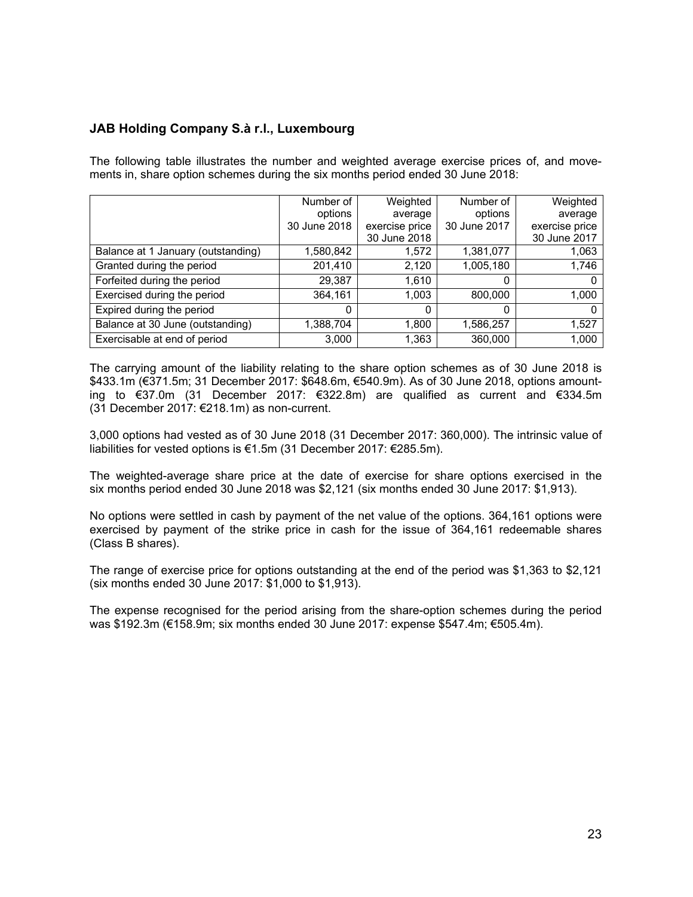## JAB Holding Company S.à r.l., Luxembourg

The following table illustrates the number and weighted average exercise prices of, and movements in, share option schemes during the six months period ended 30 June 2018:

| | Number of options 30 June 2018 | Weighted average exercise price 30 June 2018 | Number of options 30 June 2017 | Weighted average exercise price 30 June 2017 |
|---|---|---|---|---|
| Balance at 1 January (outstanding) | 1,580,842 | 1,572 | 1,381,077 | 1,063 |
| Granted during the period | 201,410 | 2,120 | 1,005,180 | 1,746 |
| Forfeited during the period | 29,387 | 1,610 | 0 | 0 |
| Exercised during the period | 364,161 | 1,003 | 800,000 | 1,000 |
| Expired during the period | 0 | 0 | 0 | 0 |
| Balance at 30 June (outstanding) | 1,388,704 | 1,800 | 1,586,257 | 1,527 |
| Exercisable at end of period | 3,000 | 1,363 | 360,000 | 1,000 |

The carrying amount of the liability relating to the share option schemes as of 30 June 2018 is \$433.1m (€371.5m; 31 December 2017: \$648.6m, €540.9m). As of 30 June 2018, options amounting to €37.0m (31 December 2017: €322.8m) are qualified as current and €334.5m (31 December 2017: €218.1m) as non-current.

3,000 options had vested as of 30 June 2018 (31 December 2017: 360,000). The intrinsic value of liabilities for vested options is €1.5m (31 December 2017: €285.5m).

The weighted-average share price at the date of exercise for share options exercised in the six months period ended 30 June 2018 was \$2,121 (six months ended 30 June 2017: \$1,913).

No options were settled in cash by payment of the net value of the options. 364,161 options were exercised by payment of the strike price in cash for the issue of 364,161 redeemable shares (Class B shares).

The range of exercise price for options outstanding at the end of the period was \$1,363 to \$2,121 (six months ended 30 June 2017: \$1,000 to \$1,913).

The expense recognised for the period arising from the share-option schemes during the period was \$192.3m (€158.9m; six months ended 30 June 2017: expense \$547.4m; €505.4m).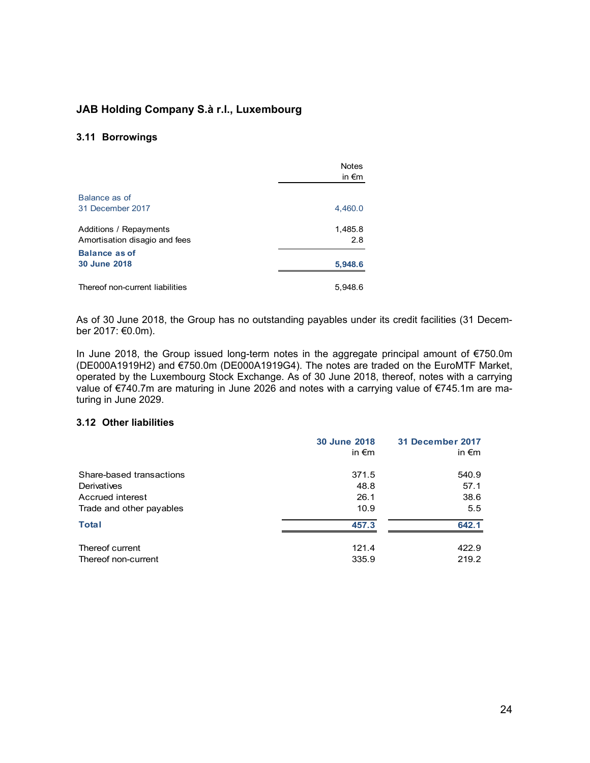## JAB Holding Company S.à r.l., Luxembourg

### 3.11 Borrowings

| | Notes in €m |
|---|---|
| Balance as of 31 December 2017 | 4,460.0 |
| Additions / Repayments | 1,485.8 |
| Amortisation disagio and fees | 2.8 |
| **Balance as of 30 June 2018** | **5,948.6** |
| Thereof non-current liabilities | 5,948.6 |

As of 30 June 2018, the Group has no outstanding payables under its credit facilities (31 December 2017: €0.0m).

In June 2018, the Group issued long-term notes in the aggregate principal amount of €750.0m (DE000A1919H2) and €750.0m (DE000A1919G4). The notes are traded on the EuroMTF Market, operated by the Luxembourg Stock Exchange. As of 30 June 2018, thereof, notes with a carrying value of €740.7m are maturing in June 2026 and notes with a carrying value of €745.1m are maturing in June 2029.

### 3.12 Other liabilities

| | 30 June 2018 in €m | 31 December 2017 in €m |
|---|---|---|
| Share-based transactions | 371.5 | 540.9 |
| Derivatives | 48.8 | 57.1 |
| Accrued interest | 26.1 | 38.6 |
| Trade and other payables | 10.9 | 5.5 |
| **Total** | **457.3** | **642.1** |
| Thereof current | 121.4 | 422.9 |
| Thereof non-current | 335.9 | 219.2 |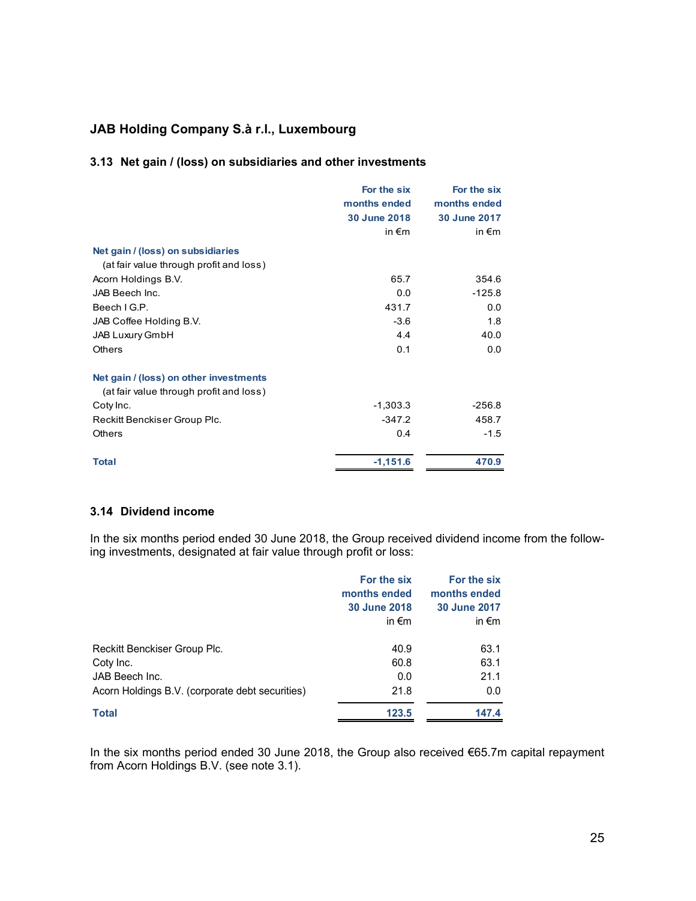# JAB Holding Company S.à r.l., Luxembourg

## 3.13 Net gain / (loss) on subsidiaries and other investments

| | For the six months ended 30 June 2018 in €m | For the six months ended 30 June 2017 in €m |
|---|---|---|
| **Net gain / (loss) on subsidiaries** (at fair value through profit and loss) | | |
| Acorn Holdings B.V. | 65.7 | 354.6 |
| JAB Beech Inc. | 0.0 | -125.8 |
| Beech I G.P. | 431.7 | 0.0 |
| JAB Coffee Holding B.V. | -3.6 | 1.8 |
| JAB Luxury GmbH | 4.4 | 40.0 |
| Others | 0.1 | 0.0 |
| **Net gain / (loss) on other investments** (at fair value through profit and loss) | | |
| Coty Inc. | -1,303.3 | -256.8 |
| Reckitt Benckiser Group Plc. | -347.2 | 458.7 |
| Others | 0.4 | -1.5 |
| **Total** | **-1,151.6** | **470.9** |

## 3.14 Dividend income

In the six months period ended 30 June 2018, the Group received dividend income from the following investments, designated at fair value through profit or loss:

| | For the six months ended 30 June 2018 in €m | For the six months ended 30 June 2017 in €m |
|---|---|---|
| Reckitt Benckiser Group Plc. | 40.9 | 63.1 |
| Coty Inc. | 60.8 | 63.1 |
| JAB Beech Inc. | 0.0 | 21.1 |
| Acorn Holdings B.V. (corporate debt securities) | 21.8 | 0.0 |
| **Total** | **123.5** | **147.4** |

In the six months period ended 30 June 2018, the Group also received €65.7m capital repayment from Acorn Holdings B.V. (see note 3.1).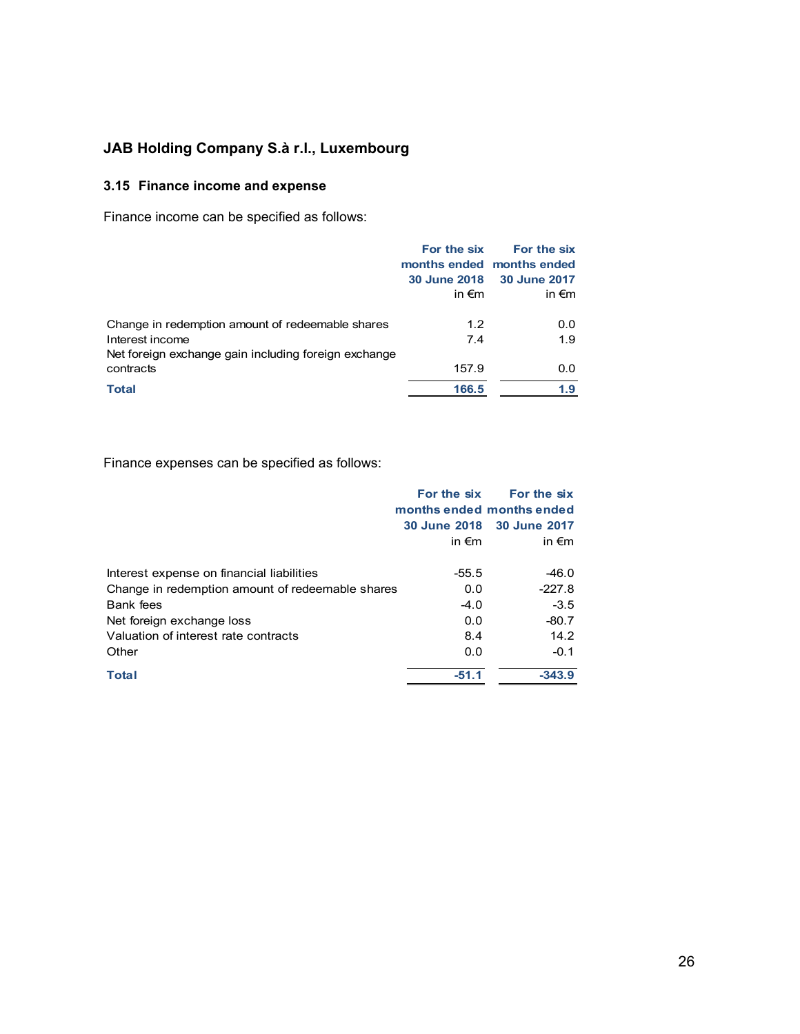# JAB Holding Company S.à r.l., Luxembourg

## 3.15 Finance income and expense

Finance income can be specified as follows:

| | For the six months ended 30 June 2018 in €m | For the six months ended 30 June 2017 in €m |
|---|---|---|
| Change in redemption amount of redeemable shares | 1.2 | 0.0 |
| Interest income | 7.4 | 1.9 |
| Net foreign exchange gain including foreign exchange contracts | 157.9 | 0.0 |
| **Total** | **166.5** | **1.9** |

Finance expenses can be specified as follows:

| | For the six months ended 30 June 2018 in €m | For the six months ended 30 June 2017 in €m |
|---|---|---|
| Interest expense on financial liabilities | -55.5 | -46.0 |
| Change in redemption amount of redeemable shares | 0.0 | -227.8 |
| Bank fees | -4.0 | -3.5 |
| Net foreign exchange loss | 0.0 | -80.7 |
| Valuation of interest rate contracts | 8.4 | 14.2 |
| Other | 0.0 | -0.1 |
| **Total** | **-51.1** | **-343.9** |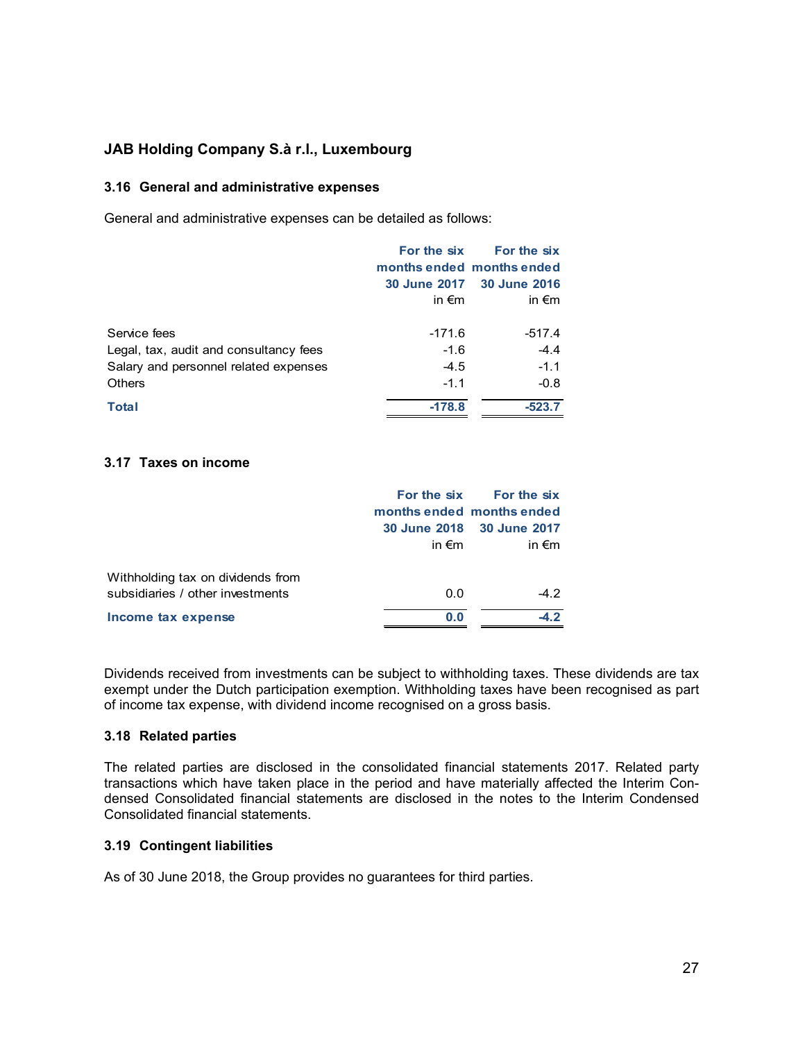## JAB Holding Company S.à r.l., Luxembourg

### 3.16 General and administrative expenses

General and administrative expenses can be detailed as follows:

| | For the six months ended 30 June 2017 in €m | For the six months ended 30 June 2016 in €m |
|---|---|---|
| Service fees | -171.6 | -517.4 |
| Legal, tax, audit and consultancy fees | -1.6 | -4.4 |
| Salary and personnel related expenses | -4.5 | -1.1 |
| Others | -1.1 | -0.8 |
| **Total** | **-178.8** | **-523.7** |

### 3.17 Taxes on income

| | For the six months ended 30 June 2018 in €m | For the six months ended 30 June 2017 in €m |
|---|---|---|
| Withholding tax on dividends from subsidiaries / other investments | 0.0 | -4.2 |
| **Income tax expense** | **0.0** | **-4.2** |

Dividends received from investments can be subject to withholding taxes. These dividends are tax exempt under the Dutch participation exemption. Withholding taxes have been recognised as part of income tax expense, with dividend income recognised on a gross basis.

### 3.18 Related parties

The related parties are disclosed in the consolidated financial statements 2017. Related party transactions which have taken place in the period and have materially affected the Interim Condensed Consolidated financial statements are disclosed in the notes to the Interim Condensed Consolidated financial statements.

### 3.19 Contingent liabilities

As of 30 June 2018, the Group provides no guarantees for third parties.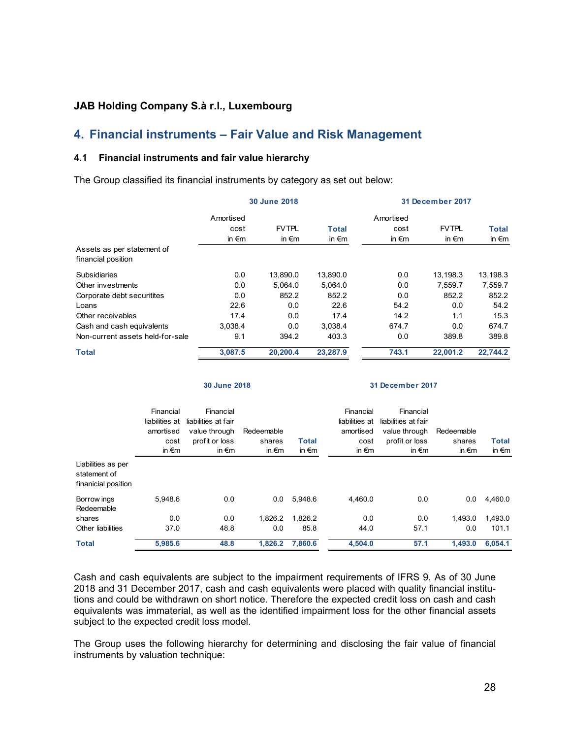**JAB Holding Company S.à r.l., Luxembourg**

## 4. Financial instruments – Fair Value and Risk Management

### 4.1 Financial instruments and fair value hierarchy

The Group classified its financial instruments by category as set out below:

| | 30 June 2018 | | | 31 December 2017 | | |
|---|---|---|---|---|---|---|
| | Amortised cost in €m | FVTPL in €m | Total in €m | Amortised cost in €m | FVTPL in €m | Total in €m |
| Assets as per statement of financial position | | | | | | |
| Subsidiaries | 0.0 | 13,890.0 | 13,890.0 | 0.0 | 13,198.3 | 13,198.3 |
| Other investments | 0.0 | 5,064.0 | 5,064.0 | 0.0 | 7,559.7 | 7,559.7 |
| Corporate debt securitites | 0.0 | 852.2 | 852.2 | 0.0 | 852.2 | 852.2 |
| Loans | 22.6 | 0.0 | 22.6 | 54.2 | 0.0 | 54.2 |
| Other receivables | 17.4 | 0.0 | 17.4 | 14.2 | 1.1 | 15.3 |
| Cash and cash equivalents | 3,038.4 | 0.0 | 3,038.4 | 674.7 | 0.0 | 674.7 |
| Non-current assets held-for-sale | 9.1 | 394.2 | 403.3 | 0.0 | 389.8 | 389.8 |
| **Total** | **3,087.5** | **20,200.4** | **23,287.9** | **743.1** | **22,001.2** | **22,744.2** |

| | 30 June 2018 | | | | 31 December 2017 | | | |
|---|---|---|---|---|---|---|---|---|
| | Financial liabilities at amortised cost in €m | Financial liabilities at fair value through profit or loss in €m | Redeemable shares in €m | Total in €m | Financial liabilities at amortised cost in €m | Financial liabilities at fair value through profit or loss in €m | Redeemable shares in €m | Total in €m |
| Liabilities as per statement of finaincial position | | | | | | | | |
| Borrowings | 5,948.6 | 0.0 | 0.0 | 5,948.6 | 4,460.0 | 0.0 | 0.0 | 4,460.0 |
| Redeemable shares | 0.0 | 0.0 | 1,826.2 | 1,826.2 | 0.0 | 0.0 | 1,493.0 | 1,493.0 |
| Other liabilities | 37.0 | 48.8 | 0.0 | 85.8 | 44.0 | 57.1 | 0.0 | 101.1 |
| **Total** | **5,985.6** | **48.8** | **1,826.2** | **7,860.6** | **4,504.0** | **57.1** | **1,493.0** | **6,054.1** |

Cash and cash equivalents are subject to the impairment requirements of IFRS 9. As of 30 June 2018 and 31 December 2017, cash and cash equivalents were placed with quality financial institutions and could be withdrawn on short notice. Therefore the expected credit loss on cash and cash equivalents was immaterial, as well as the identified impairment loss for the other financial assets subject to the expected credit loss model.

The Group uses the following hierarchy for determining and disclosing the fair value of financial instruments by valuation technique: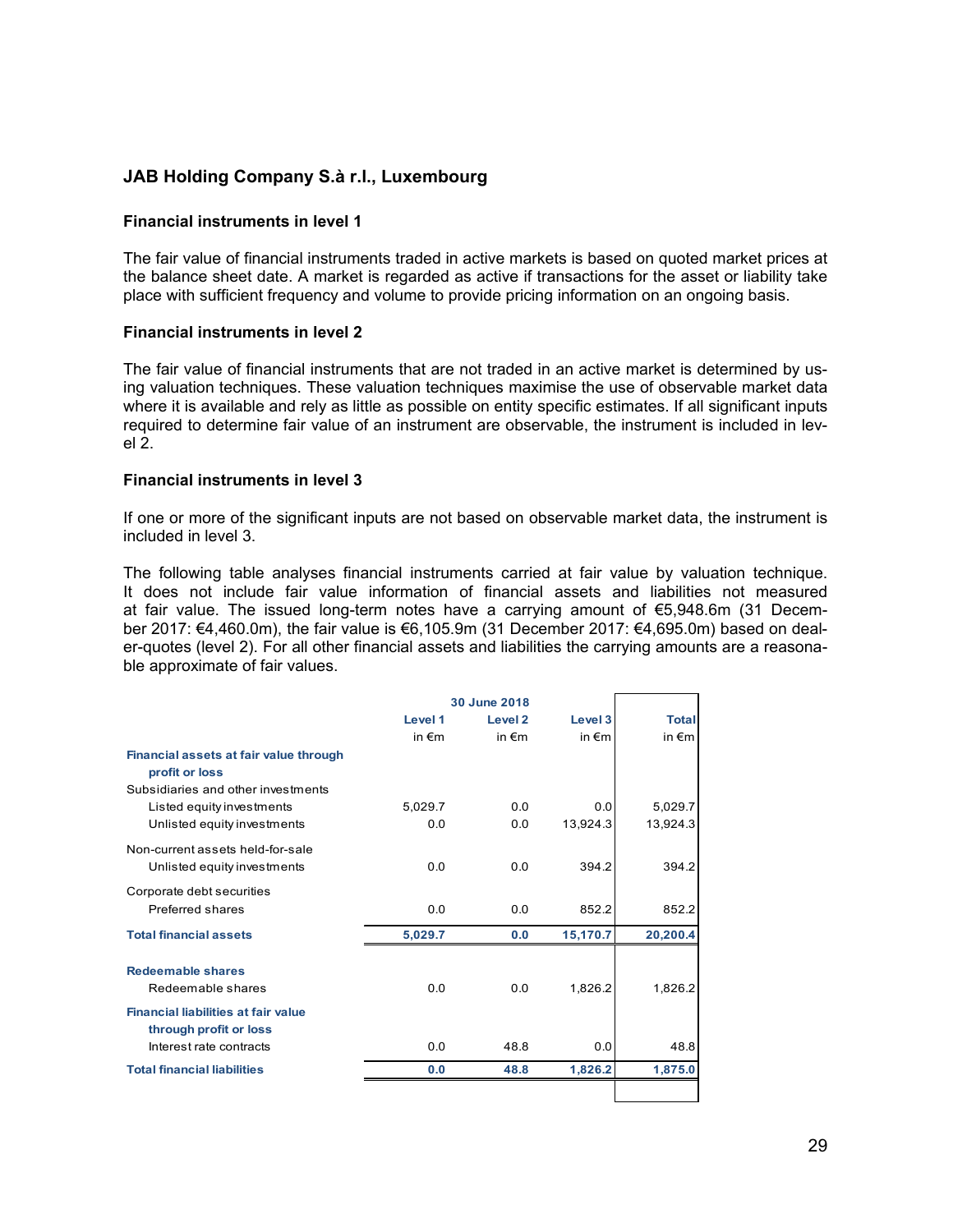## JAB Holding Company S.à r.l., Luxembourg

### Financial instruments in level 1

The fair value of financial instruments traded in active markets is based on quoted market prices at the balance sheet date. A market is regarded as active if transactions for the asset or liability take place with sufficient frequency and volume to provide pricing information on an ongoing basis.

### Financial instruments in level 2

The fair value of financial instruments that are not traded in an active market is determined by using valuation techniques. These valuation techniques maximise the use of observable market data where it is available and rely as little as possible on entity specific estimates. If all significant inputs required to determine fair value of an instrument are observable, the instrument is included in level 2.

### Financial instruments in level 3

If one or more of the significant inputs are not based on observable market data, the instrument is included in level 3.

The following table analyses financial instruments carried at fair value by valuation technique. It does not include fair value information of financial assets and liabilities not measured at fair value. The issued long-term notes have a carrying amount of €5,948.6m (31 December 2017: €4,460.0m), the fair value is €6,105.9m (31 December 2017: €4,695.0m) based on dealer-quotes (level 2). For all other financial assets and liabilities the carrying amounts are a reasonable approximate of fair values.

| | 30 June 2018 | | | |
|---|---|---|---|---|
| | Level 1 in €m | Level 2 in €m | Level 3 in €m | Total in €m |
| **Financial assets at fair value through profit or loss** | | | | |
| Subsidiaries and other investments | | | | |
| Listed equity investments | 5,029.7 | 0.0 | 0.0 | 5,029.7 |
| Unlisted equity investments | 0.0 | 0.0 | 13,924.3 | 13,924.3 |
| Non-current assets held-for-sale | | | | |
| Unlisted equity investments | 0.0 | 0.0 | 394.2 | 394.2 |
| Corporate debt securities | | | | |
| Preferred shares | 0.0 | 0.0 | 852.2 | 852.2 |
| **Total financial assets** | **5,029.7** | **0.0** | **15,170.7** | **20,200.4** |
| **Redeemable shares** | | | | |
| Redeemable shares | 0.0 | 0.0 | 1,826.2 | 1,826.2 |
| **Financial liabilities at fair value through profit or loss** | | | | |
| Interest rate contracts | 0.0 | 48.8 | 0.0 | 48.8 |
| **Total financial liabilities** | **0.0** | **48.8** | **1,826.2** | **1,875.0** |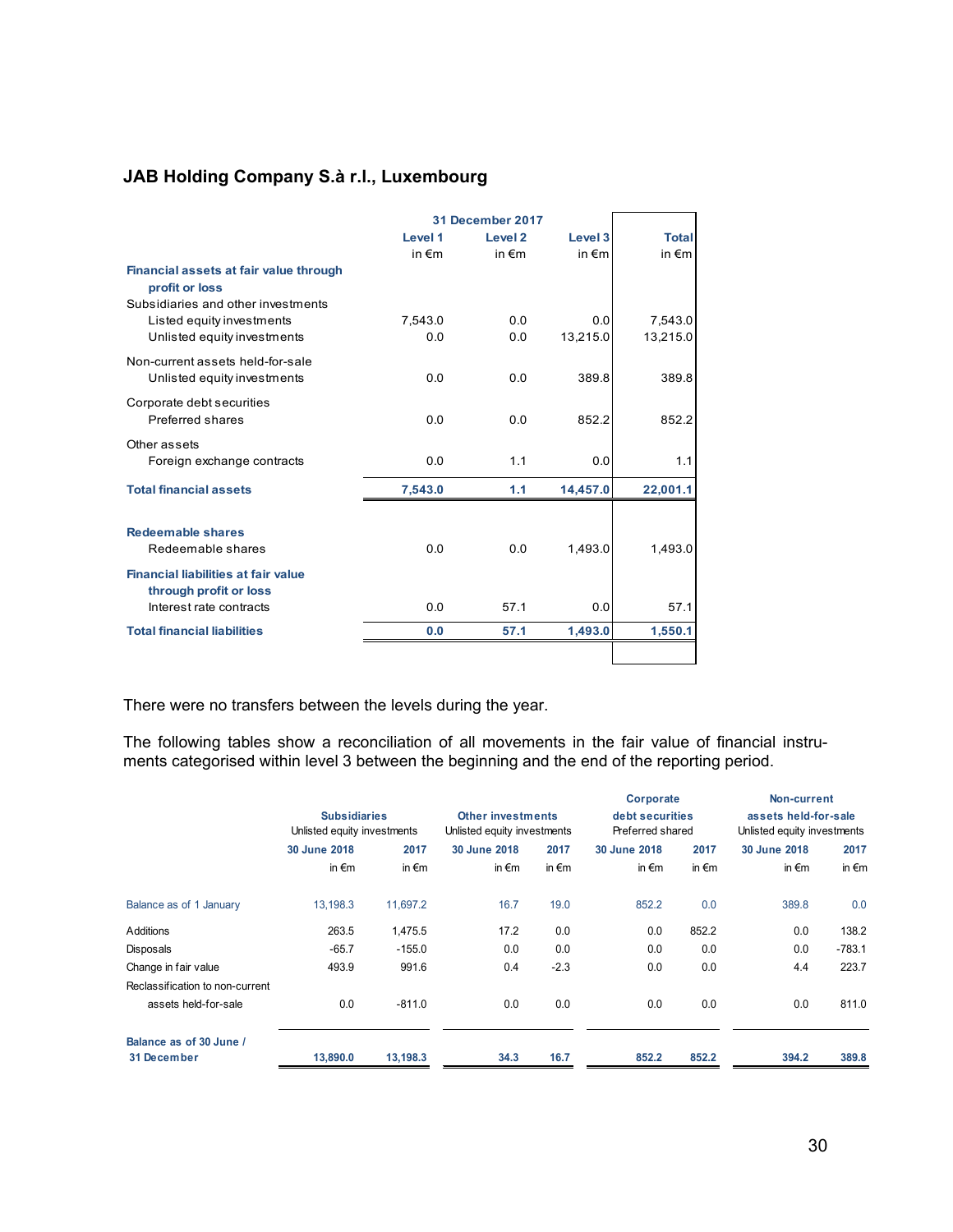## JAB Holding Company S.à r.l., Luxembourg

| | 31 December 2017 | | | |
|---|---|---|---|---|
| | Level 1<br>in €m | Level 2<br>in €m | Level 3<br>in €m | Total<br>in €m |
| **Financial assets at fair value through profit or loss** | | | | |
| Subsidiaries and other investments | | | | |
| Listed equity investments | 7,543.0 | 0.0 | 0.0 | 7,543.0 |
| Unlisted equity investments | 0.0 | 0.0 | 13,215.0 | 13,215.0 |
| Non-current assets held-for-sale | | | | |
| Unlisted equity investments | 0.0 | 0.0 | 389.8 | 389.8 |
| Corporate debt securities | | | | |
| Preferred shares | 0.0 | 0.0 | 852.2 | 852.2 |
| Other assets | | | | |
| Foreign exchange contracts | 0.0 | 1.1 | 0.0 | 1.1 |
| **Total financial assets** | **7,543.0** | **1.1** | **14,457.0** | **22,001.1** |
| **Redeemable shares** | | | | |
| Redeemable shares | 0.0 | 0.0 | 1,493.0 | 1,493.0 |
| **Financial liabilities at fair value through profit or loss** | | | | |
| Interest rate contracts | 0.0 | 57.1 | 0.0 | 57.1 |
| **Total financial liabilities** | **0.0** | **57.1** | **1,493.0** | **1,550.1** |

There were no transfers between the levels during the year.

The following tables show a reconciliation of all movements in the fair value of financial instruments categorised within level 3 between the beginning and the end of the reporting period.

| | Subsidiaries<br>Unlisted equity investments | | Other investments<br>Unlisted equity investments | | Corporate debt securities<br>Preferred shared | | Non-current assets held-for-sale<br>Unlisted equity investments | |
|---|---|---|---|---|---|---|---|---|
| | 30 June 2018<br>in €m | 2017<br>in €m | 30 June 2018<br>in €m | 2017<br>in €m | 30 June 2018<br>in €m | 2017<br>in €m | 30 June 2018<br>in €m | 2017<br>in €m |
| Balance as of 1 January | 13,198.3 | 11,697.2 | 16.7 | 19.0 | 852.2 | 0.0 | 389.8 | 0.0 |
| Additions | 263.5 | 1,475.5 | 17.2 | 0.0 | 0.0 | 852.2 | 0.0 | 138.2 |
| Disposals | -65.7 | -155.0 | 0.0 | 0.0 | 0.0 | 0.0 | 0.0 | -783.1 |
| Change in fair value | 493.9 | 991.6 | 0.4 | -2.3 | 0.0 | 0.0 | 4.4 | 223.7 |
| Reclassification to non-current assets held-for-sale | 0.0 | -811.0 | 0.0 | 0.0 | 0.0 | 0.0 | 0.0 | 811.0 |
| **Balance as of 30 June / 31 December** | **13,890.0** | **13,198.3** | **34.3** | **16.7** | **852.2** | **852.2** | **394.2** | **389.8** |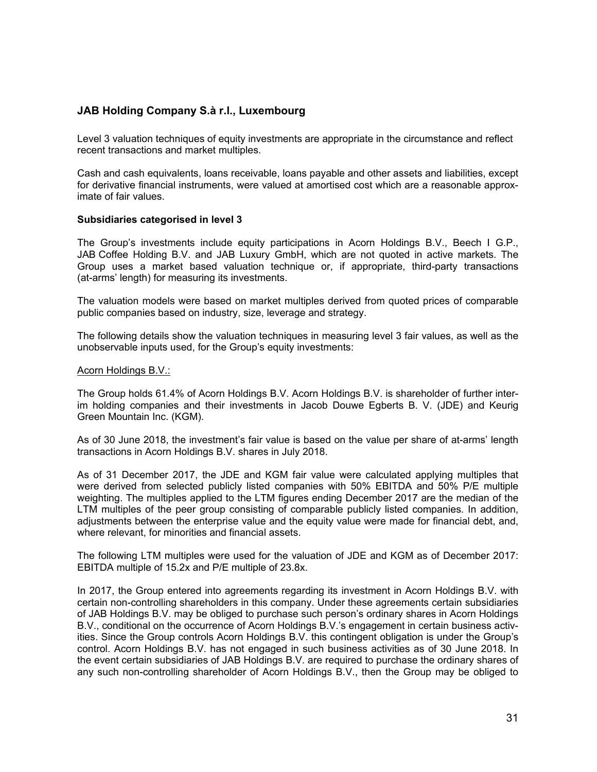## JAB Holding Company S.à r.l., Luxembourg

Level 3 valuation techniques of equity investments are appropriate in the circumstance and reflect recent transactions and market multiples.

Cash and cash equivalents, loans receivable, loans payable and other assets and liabilities, except for derivative financial instruments, were valued at amortised cost which are a reasonable approximate of fair values.

**Subsidiaries categorised in level 3**

The Group's investments include equity participations in Acorn Holdings B.V., Beech I G.P., JAB Coffee Holding B.V. and JAB Luxury GmbH, which are not quoted in active markets. The Group uses a market based valuation technique or, if appropriate, third-party transactions (at-arms' length) for measuring its investments.

The valuation models were based on market multiples derived from quoted prices of comparable public companies based on industry, size, leverage and strategy.

The following details show the valuation techniques in measuring level 3 fair values, as well as the unobservable inputs used, for the Group's equity investments:

Acorn Holdings B.V.:

The Group holds 61.4% of Acorn Holdings B.V. Acorn Holdings B.V. is shareholder of further interim holding companies and their investments in Jacob Douwe Egberts B. V. (JDE) and Keurig Green Mountain Inc. (KGM).

As of 30 June 2018, the investment's fair value is based on the value per share of at-arms' length transactions in Acorn Holdings B.V. shares in July 2018.

As of 31 December 2017, the JDE and KGM fair value were calculated applying multiples that were derived from selected publicly listed companies with 50% EBITDA and 50% P/E multiple weighting. The multiples applied to the LTM figures ending December 2017 are the median of the LTM multiples of the peer group consisting of comparable publicly listed companies. In addition, adjustments between the enterprise value and the equity value were made for financial debt, and, where relevant, for minorities and financial assets.

The following LTM multiples were used for the valuation of JDE and KGM as of December 2017: EBITDA multiple of 15.2x and P/E multiple of 23.8x.

In 2017, the Group entered into agreements regarding its investment in Acorn Holdings B.V. with certain non-controlling shareholders in this company. Under these agreements certain subsidiaries of JAB Holdings B.V. may be obliged to purchase such person's ordinary shares in Acorn Holdings B.V., conditional on the occurrence of Acorn Holdings B.V.'s engagement in certain business activities. Since the Group controls Acorn Holdings B.V. this contingent obligation is under the Group's control. Acorn Holdings B.V. has not engaged in such business activities as of 30 June 2018. In the event certain subsidiaries of JAB Holdings B.V. are required to purchase the ordinary shares of any such non-controlling shareholder of Acorn Holdings B.V., then the Group may be obliged to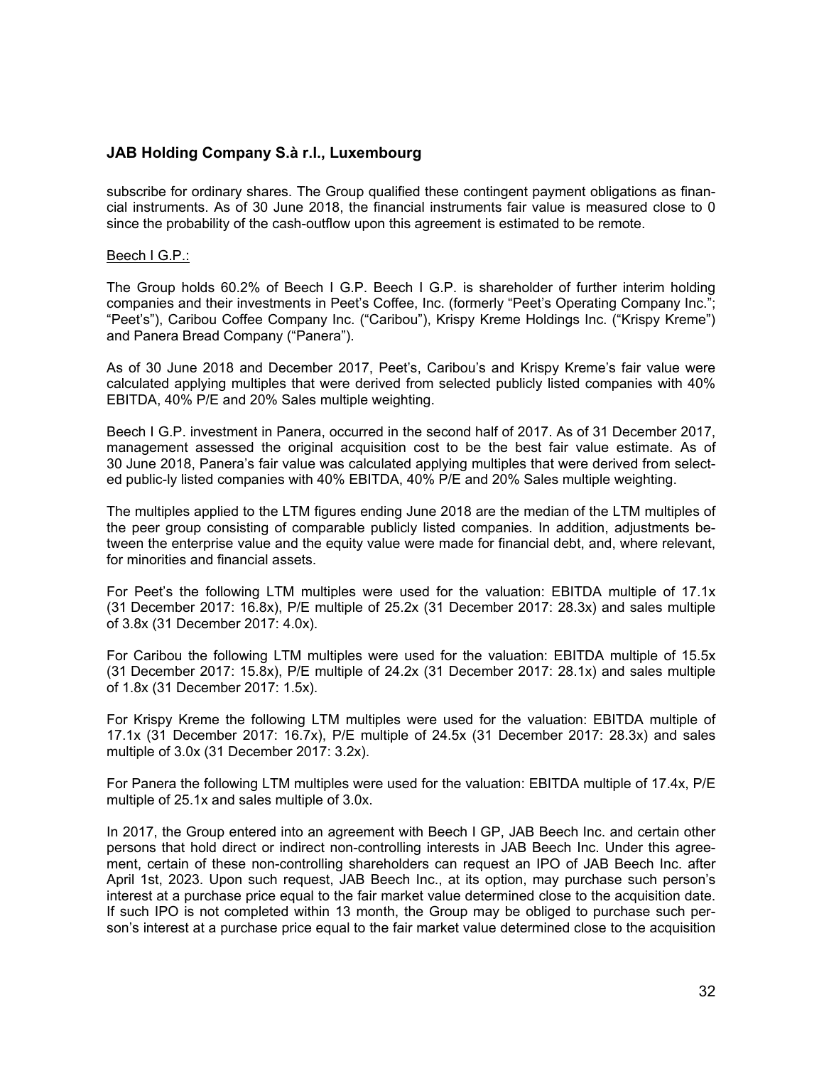subscribe for ordinary shares. The Group qualified these contingent payment obligations as financial instruments. As of 30 June 2018, the financial instruments fair value is measured close to 0 since the probability of the cash-outflow upon this agreement is estimated to be remote.

Beech I G.P.:

The Group holds 60.2% of Beech I G.P. Beech I G.P. is shareholder of further interim holding companies and their investments in Peet's Coffee, Inc. (formerly "Peet's Operating Company Inc."; "Peet's"), Caribou Coffee Company Inc. ("Caribou"), Krispy Kreme Holdings Inc. ("Krispy Kreme") and Panera Bread Company ("Panera").

As of 30 June 2018 and December 2017, Peet's, Caribou's and Krispy Kreme's fair value were calculated applying multiples that were derived from selected publicly listed companies with 40% EBITDA, 40% P/E and 20% Sales multiple weighting.

Beech I G.P. investment in Panera, occurred in the second half of 2017. As of 31 December 2017, management assessed the original acquisition cost to be the best fair value estimate. As of 30 June 2018, Panera's fair value was calculated applying multiples that were derived from selected public-ly listed companies with 40% EBITDA, 40% P/E and 20% Sales multiple weighting.

The multiples applied to the LTM figures ending June 2018 are the median of the LTM multiples of the peer group consisting of comparable publicly listed companies. In addition, adjustments between the enterprise value and the equity value were made for financial debt, and, where relevant, for minorities and financial assets.

For Peet's the following LTM multiples were used for the valuation: EBITDA multiple of 17.1x (31 December 2017: 16.8x), P/E multiple of 25.2x (31 December 2017: 28.3x) and sales multiple of 3.8x (31 December 2017: 4.0x).

For Caribou the following LTM multiples were used for the valuation: EBITDA multiple of 15.5x (31 December 2017: 15.8x), P/E multiple of 24.2x (31 December 2017: 28.1x) and sales multiple of 1.8x (31 December 2017: 1.5x).

For Krispy Kreme the following LTM multiples were used for the valuation: EBITDA multiple of 17.1x (31 December 2017: 16.7x), P/E multiple of 24.5x (31 December 2017: 28.3x) and sales multiple of 3.0x (31 December 2017: 3.2x).

For Panera the following LTM multiples were used for the valuation: EBITDA multiple of 17.4x, P/E multiple of 25.1x and sales multiple of 3.0x.

In 2017, the Group entered into an agreement with Beech I GP, JAB Beech Inc. and certain other persons that hold direct or indirect non-controlling interests in JAB Beech Inc. Under this agreement, certain of these non-controlling shareholders can request an IPO of JAB Beech Inc. after April 1st, 2023. Upon such request, JAB Beech Inc., at its option, may purchase such person's interest at a purchase price equal to the fair market value determined close to the acquisition date. If such IPO is not completed within 13 month, the Group may be obliged to purchase such person's interest at a purchase price equal to the fair market value determined close to the acquisition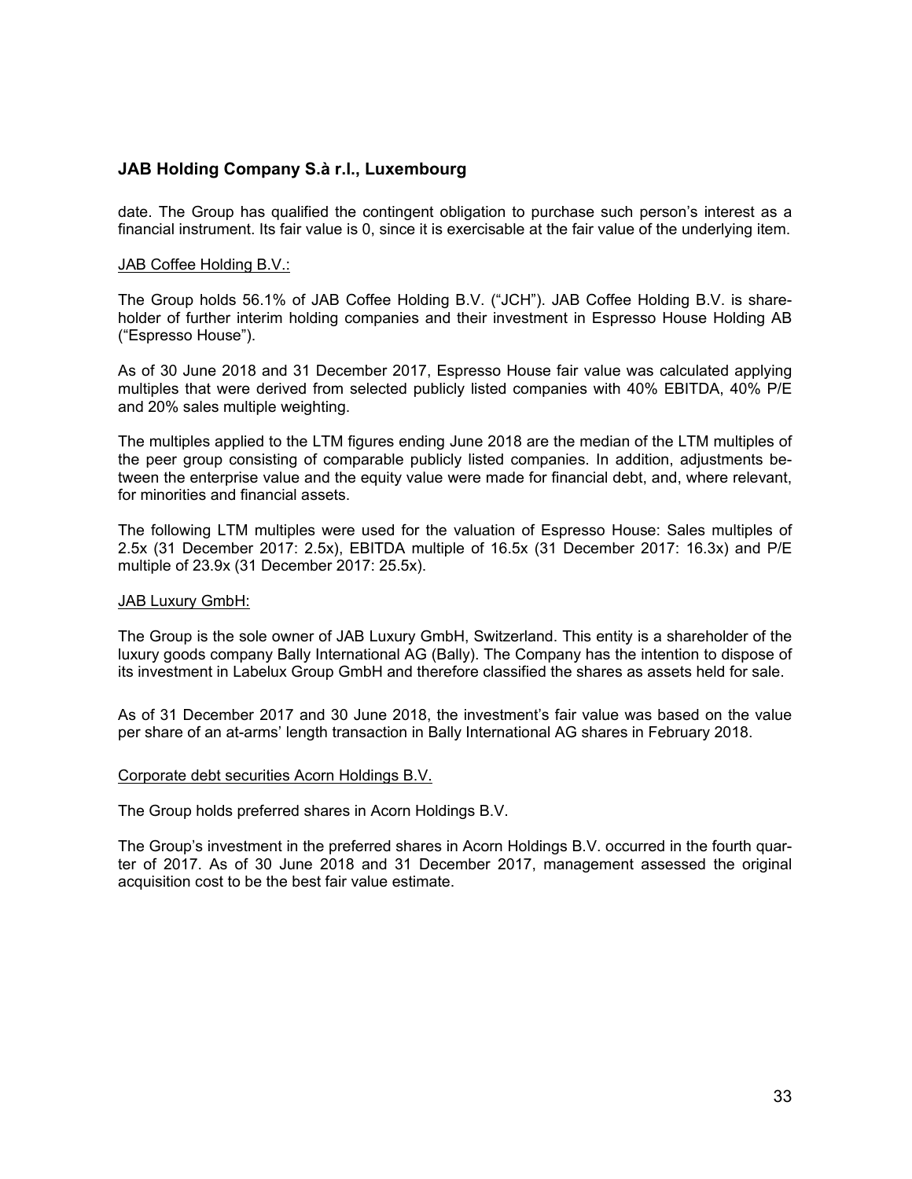date. The Group has qualified the contingent obligation to purchase such person's interest as a financial instrument. Its fair value is 0, since it is exercisable at the fair value of the underlying item.

JAB Coffee Holding B.V.:

The Group holds 56.1% of JAB Coffee Holding B.V. ("JCH"). JAB Coffee Holding B.V. is shareholder of further interim holding companies and their investment in Espresso House Holding AB ("Espresso House").

As of 30 June 2018 and 31 December 2017, Espresso House fair value was calculated applying multiples that were derived from selected publicly listed companies with 40% EBITDA, 40% P/E and 20% sales multiple weighting.

The multiples applied to the LTM figures ending June 2018 are the median of the LTM multiples of the peer group consisting of comparable publicly listed companies. In addition, adjustments between the enterprise value and the equity value were made for financial debt, and, where relevant, for minorities and financial assets.

The following LTM multiples were used for the valuation of Espresso House: Sales multiples of 2.5x (31 December 2017: 2.5x), EBITDA multiple of 16.5x (31 December 2017: 16.3x) and P/E multiple of 23.9x (31 December 2017: 25.5x).

JAB Luxury GmbH:

The Group is the sole owner of JAB Luxury GmbH, Switzerland. This entity is a shareholder of the luxury goods company Bally International AG (Bally). The Company has the intention to dispose of its investment in Labelux Group GmbH and therefore classified the shares as assets held for sale.

As of 31 December 2017 and 30 June 2018, the investment's fair value was based on the value per share of an at-arms' length transaction in Bally International AG shares in February 2018.

Corporate debt securities Acorn Holdings B.V.

The Group holds preferred shares in Acorn Holdings B.V.

The Group's investment in the preferred shares in Acorn Holdings B.V. occurred in the fourth quarter of 2017. As of 30 June 2018 and 31 December 2017, management assessed the original acquisition cost to be the best fair value estimate.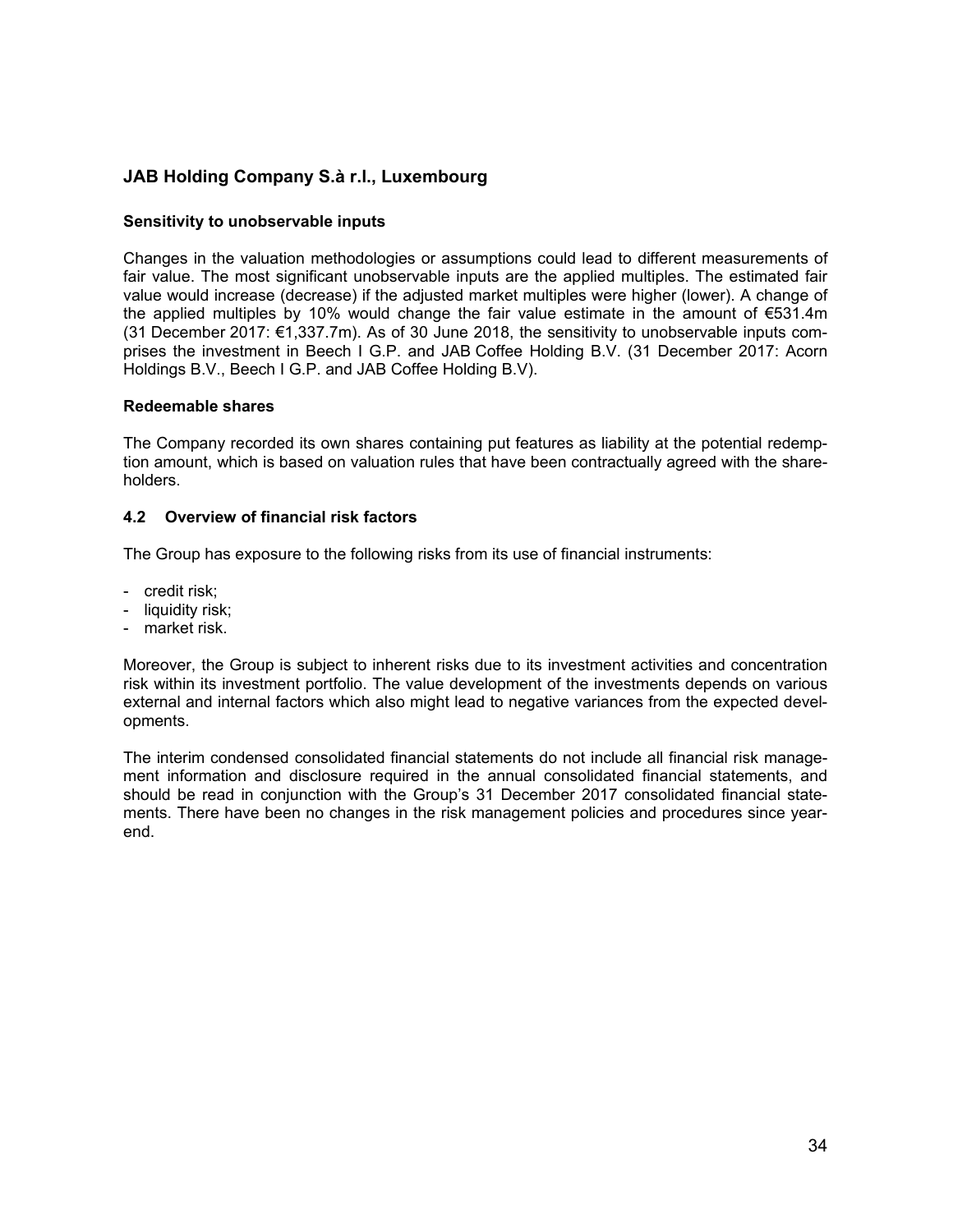**Sensitivity to unobservable inputs**

Changes in the valuation methodologies or assumptions could lead to different measurements of fair value. The most significant unobservable inputs are the applied multiples. The estimated fair value would increase (decrease) if the adjusted market multiples were higher (lower). A change of the applied multiples by 10% would change the fair value estimate in the amount of €531.4m (31 December 2017: €1,337.7m). As of 30 June 2018, the sensitivity to unobservable inputs comprises the investment in Beech I G.P. and JAB Coffee Holding B.V. (31 December 2017: Acorn Holdings B.V., Beech I G.P. and JAB Coffee Holding B.V).

**Redeemable shares**

The Company recorded its own shares containing put features as liability at the potential redemption amount, which is based on valuation rules that have been contractually agreed with the shareholders.

### 4.2 Overview of financial risk factors

The Group has exposure to the following risks from its use of financial instruments:

- credit risk;
- liquidity risk;
- market risk.

Moreover, the Group is subject to inherent risks due to its investment activities and concentration risk within its investment portfolio. The value development of the investments depends on various external and internal factors which also might lead to negative variances from the expected developments.

The interim condensed consolidated financial statements do not include all financial risk management information and disclosure required in the annual consolidated financial statements, and should be read in conjunction with the Group's 31 December 2017 consolidated financial statements. There have been no changes in the risk management policies and procedures since year-end.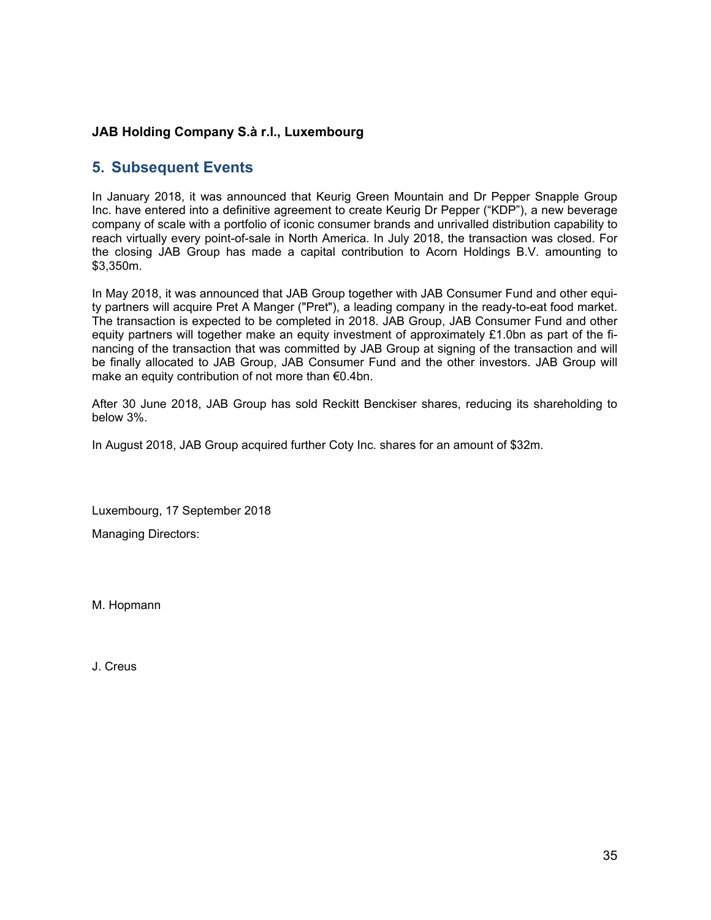**JAB Holding Company S.à r.l., Luxembourg**

## 5. Subsequent Events

In January 2018, it was announced that Keurig Green Mountain and Dr Pepper Snapple Group Inc. have entered into a definitive agreement to create Keurig Dr Pepper ("KDP"), a new beverage company of scale with a portfolio of iconic consumer brands and unrivalled distribution capability to reach virtually every point-of-sale in North America. In July 2018, the transaction was closed. For the closing JAB Group has made a capital contribution to Acorn Holdings B.V. amounting to $3,350m.

In May 2018, it was announced that JAB Group together with JAB Consumer Fund and other equity partners will acquire Pret A Manger ("Pret"), a leading company in the ready-to-eat food market. The transaction is expected to be completed in 2018. JAB Group, JAB Consumer Fund and other equity partners will together make an equity investment of approximately £1.0bn as part of the financing of the transaction that was committed by JAB Group at signing of the transaction and will be finally allocated to JAB Group, JAB Consumer Fund and the other investors. JAB Group will make an equity contribution of not more than €0.4bn.

After 30 June 2018, JAB Group has sold Reckitt Benckiser shares, reducing its shareholding to below 3%.

In August 2018, JAB Group acquired further Coty Inc. shares for an amount of $32m.

Luxembourg, 17 September 2018

Managing Directors:

M. Hopmann

J. Creus